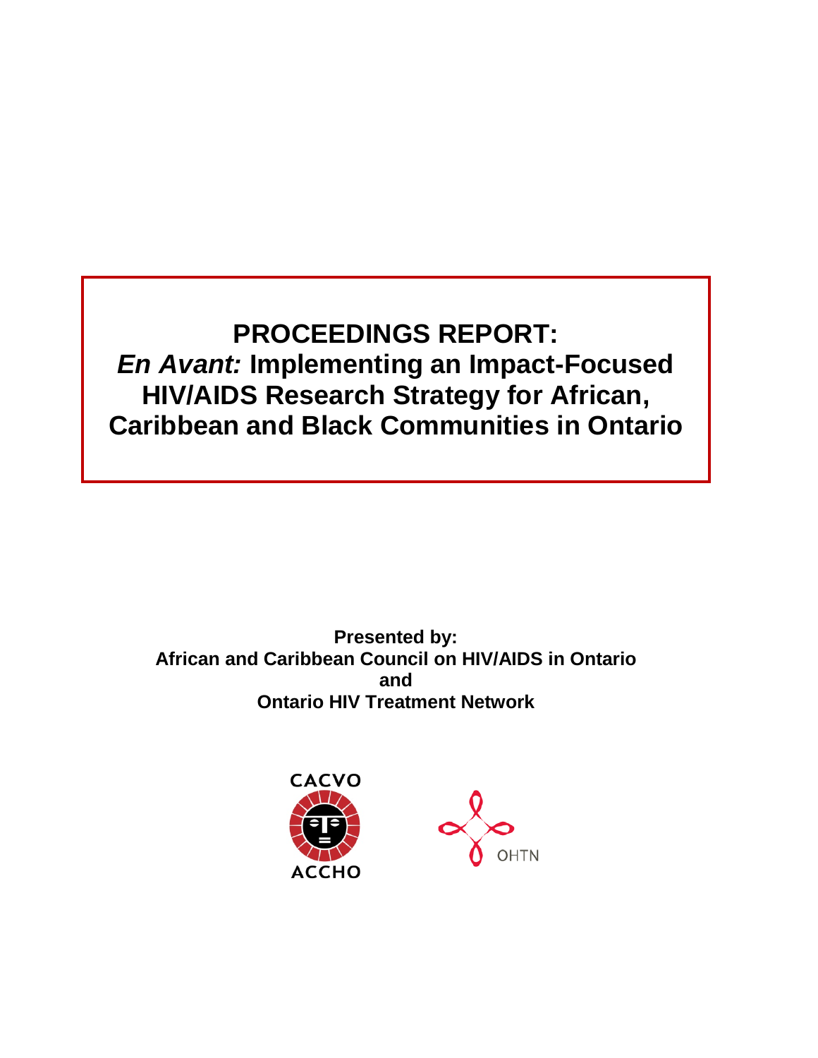# PROCEEDINGS REPORT: *En Avant:* Implementing an Impact-Focused HIV/AIDS Research Strategy for African, Caribbean and Black Communities in Ontario

**Presented by:**
**African and Caribbean Council on HIV/AIDS in Ontario**
**and**
**Ontario HIV Treatment Network**

CACVO
ACCHO

OHTN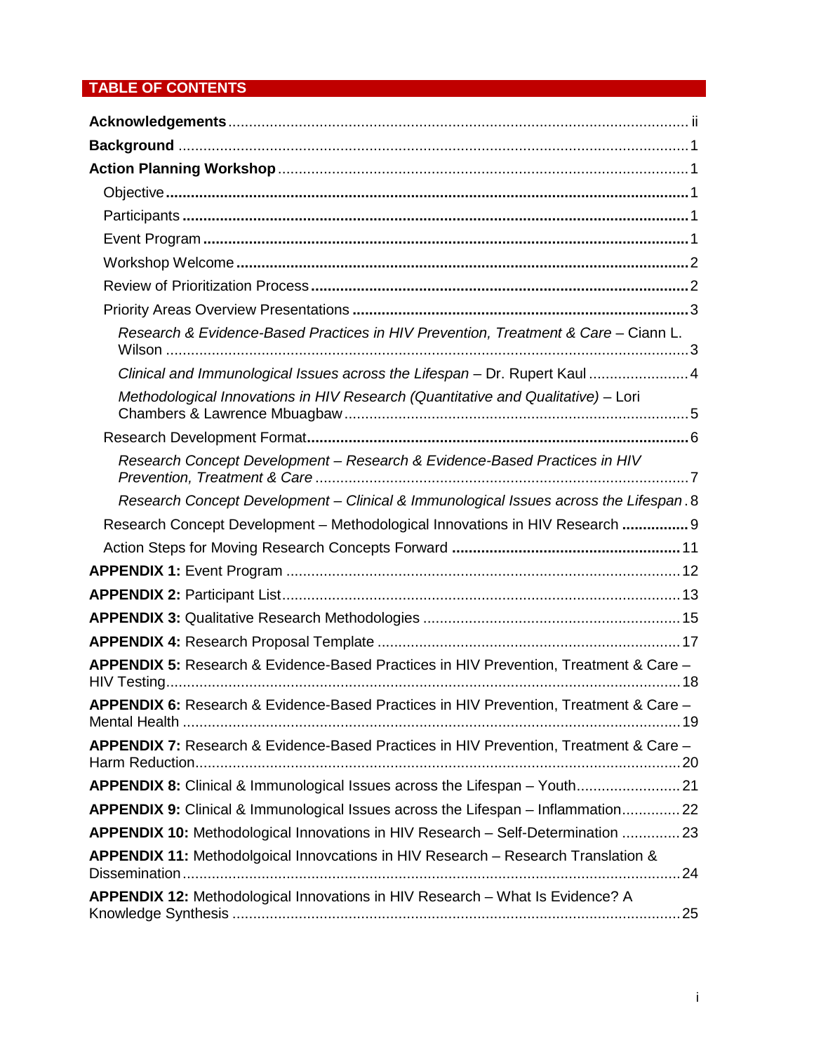## TABLE OF CONTENTS

**Acknowledgements** ..... ii

**Background** ..... 1

**Action Planning Workshop** ..... 1

- Objective ..... 1
- Participants ..... 1
- Event Program ..... 1
- Workshop Welcome ..... 2
- Review of Prioritization Process ..... 2
- Priority Areas Overview Presentations ..... 3
  - *Research & Evidence-Based Practices in HIV Prevention, Treatment & Care* – Ciann L. Wilson ..... 3
  - *Clinical and Immunological Issues across the Lifespan* – Dr. Rupert Kaul ..... 4
  - *Methodological Innovations in HIV Research (Quantitative and Qualitative)* – Lori Chambers & Lawrence Mbuagbaw ..... 5
- Research Development Format ..... 6
  - *Research Concept Development – Research & Evidence-Based Practices in HIV Prevention, Treatment & Care* ..... 7
  - *Research Concept Development – Clinical & Immunological Issues across the Lifespan* . 8
- Research Concept Development – Methodological Innovations in HIV Research ..... 9
- Action Steps for Moving Research Concepts Forward ..... 11

**APPENDIX 1:** Event Program ..... 12

**APPENDIX 2:** Participant List ..... 13

**APPENDIX 3:** Qualitative Research Methodologies ..... 15

**APPENDIX 4:** Research Proposal Template ..... 17

**APPENDIX 5:** Research & Evidence-Based Practices in HIV Prevention, Treatment & Care – HIV Testing ..... 18

**APPENDIX 6:** Research & Evidence-Based Practices in HIV Prevention, Treatment & Care – Mental Health ..... 19

**APPENDIX 7:** Research & Evidence-Based Practices in HIV Prevention, Treatment & Care – Harm Reduction ..... 20

**APPENDIX 8:** Clinical & Immunological Issues across the Lifespan – Youth ..... 21

**APPENDIX 9:** Clinical & Immunological Issues across the Lifespan – Inflammation ..... 22

**APPENDIX 10:** Methodological Innovations in HIV Research – Self-Determination ..... 23

**APPENDIX 11:** Methodolgoical Innovcations in HIV Research – Research Translation & Dissemination ..... 24

**APPENDIX 12:** Methodological Innovations in HIV Research – What Is Evidence? A Knowledge Synthesis ..... 25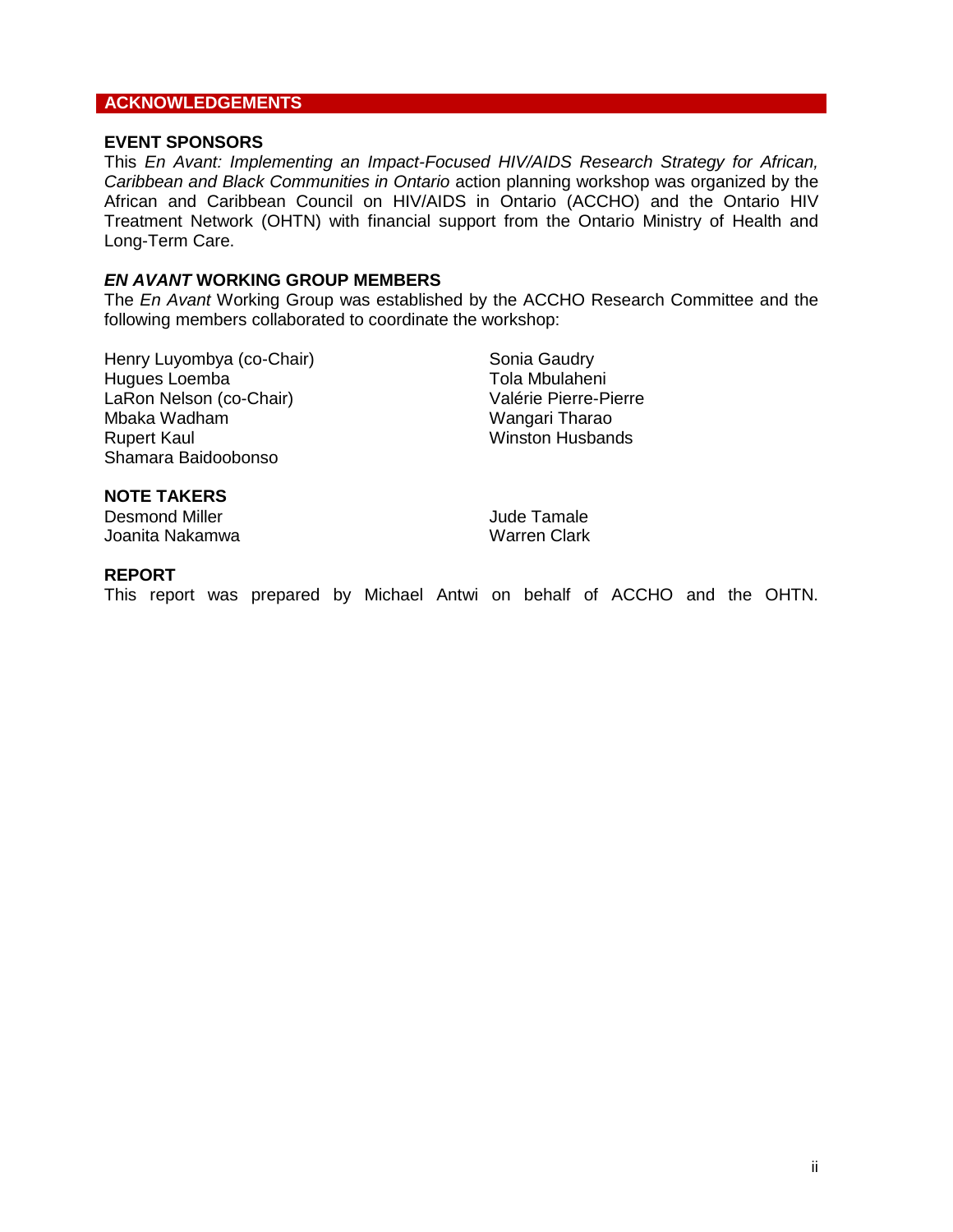## ACKNOWLEDGEMENTS

### EVENT SPONSORS

This *En Avant: Implementing an Impact-Focused HIV/AIDS Research Strategy for African, Caribbean and Black Communities in Ontario* action planning workshop was organized by the African and Caribbean Council on HIV/AIDS in Ontario (ACCHO) and the Ontario HIV Treatment Network (OHTN) with financial support from the Ontario Ministry of Health and Long-Term Care.

### *EN AVANT* WORKING GROUP MEMBERS

The *En Avant* Working Group was established by the ACCHO Research Committee and the following members collaborated to coordinate the workshop:

Henry Luyombya (co-Chair)
Hugues Loemba
LaRon Nelson (co-Chair)
Mbaka Wadham
Rupert Kaul
Shamara Baidoobonso
Sonia Gaudry
Tola Mbulaheni
Valérie Pierre-Pierre
Wangari Tharao
Winston Husbands

### NOTE TAKERS

Desmond Miller
Joanita Nakamwa
Jude Tamale
Warren Clark

### REPORT

This report was prepared by Michael Antwi on behalf of ACCHO and the OHTN.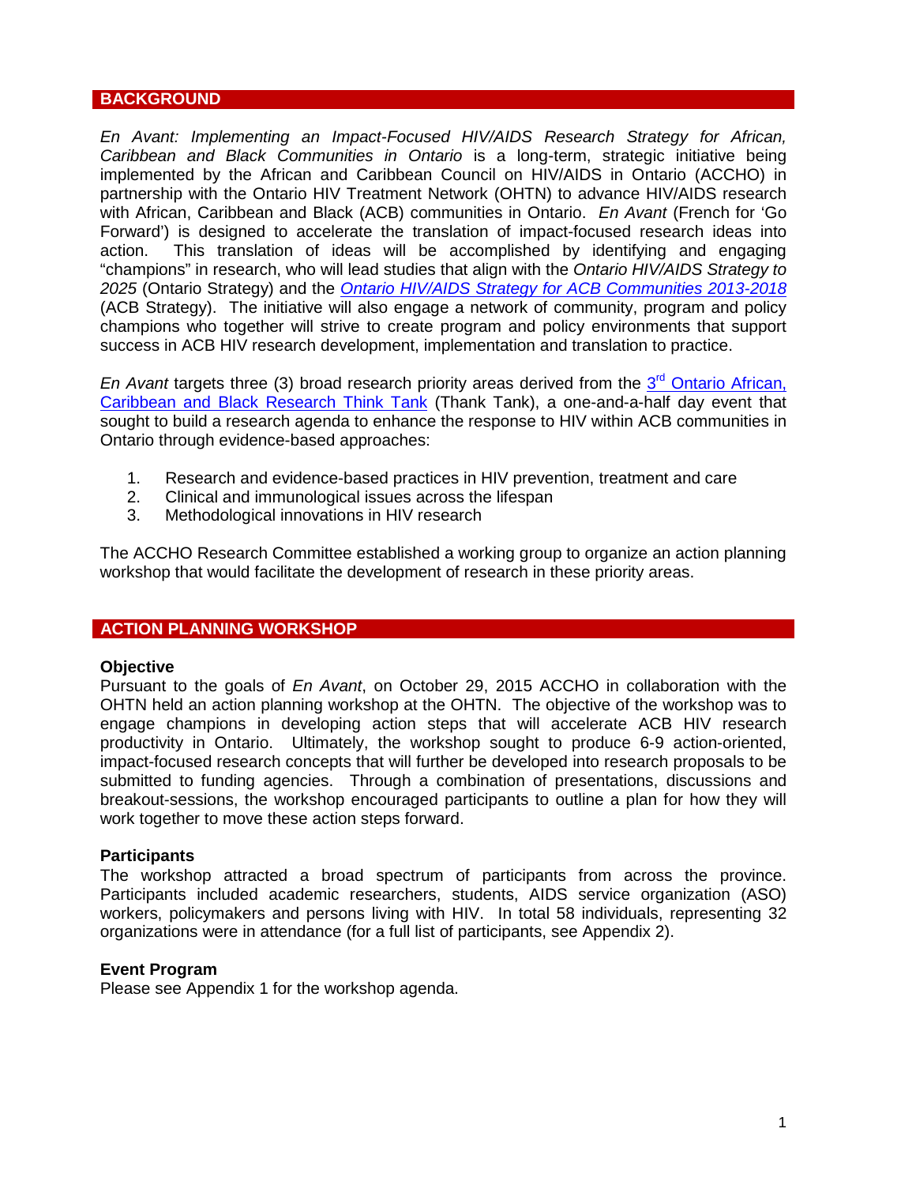## BACKGROUND

*En Avant: Implementing an Impact-Focused HIV/AIDS Research Strategy for African, Caribbean and Black Communities in Ontario* is a long-term, strategic initiative being implemented by the African and Caribbean Council on HIV/AIDS in Ontario (ACCHO) in partnership with the Ontario HIV Treatment Network (OHTN) to advance HIV/AIDS research with African, Caribbean and Black (ACB) communities in Ontario. *En Avant* (French for 'Go Forward') is designed to accelerate the translation of impact-focused research ideas into action. This translation of ideas will be accomplished by identifying and engaging "champions" in research, who will lead studies that align with the *Ontario HIV/AIDS Strategy to 2025* (Ontario Strategy) and the *Ontario HIV/AIDS Strategy for ACB Communities 2013-2018* (ACB Strategy). The initiative will also engage a network of community, program and policy champions who together will strive to create program and policy environments that support success in ACB HIV research development, implementation and translation to practice.

*En Avant* targets three (3) broad research priority areas derived from the 3rd Ontario African, Caribbean and Black Research Think Tank (Thank Tank), a one-and-a-half day event that sought to build a research agenda to enhance the response to HIV within ACB communities in Ontario through evidence-based approaches:

1. Research and evidence-based practices in HIV prevention, treatment and care
2. Clinical and immunological issues across the lifespan
3. Methodological innovations in HIV research

The ACCHO Research Committee established a working group to organize an action planning workshop that would facilitate the development of research in these priority areas.

## ACTION PLANNING WORKSHOP

### Objective

Pursuant to the goals of *En Avant*, on October 29, 2015 ACCHO in collaboration with the OHTN held an action planning workshop at the OHTN. The objective of the workshop was to engage champions in developing action steps that will accelerate ACB HIV research productivity in Ontario. Ultimately, the workshop sought to produce 6-9 action-oriented, impact-focused research concepts that will further be developed into research proposals to be submitted to funding agencies. Through a combination of presentations, discussions and breakout-sessions, the workshop encouraged participants to outline a plan for how they will work together to move these action steps forward.

### Participants

The workshop attracted a broad spectrum of participants from across the province. Participants included academic researchers, students, AIDS service organization (ASO) workers, policymakers and persons living with HIV. In total 58 individuals, representing 32 organizations were in attendance (for a full list of participants, see Appendix 2).

### Event Program

Please see Appendix 1 for the workshop agenda.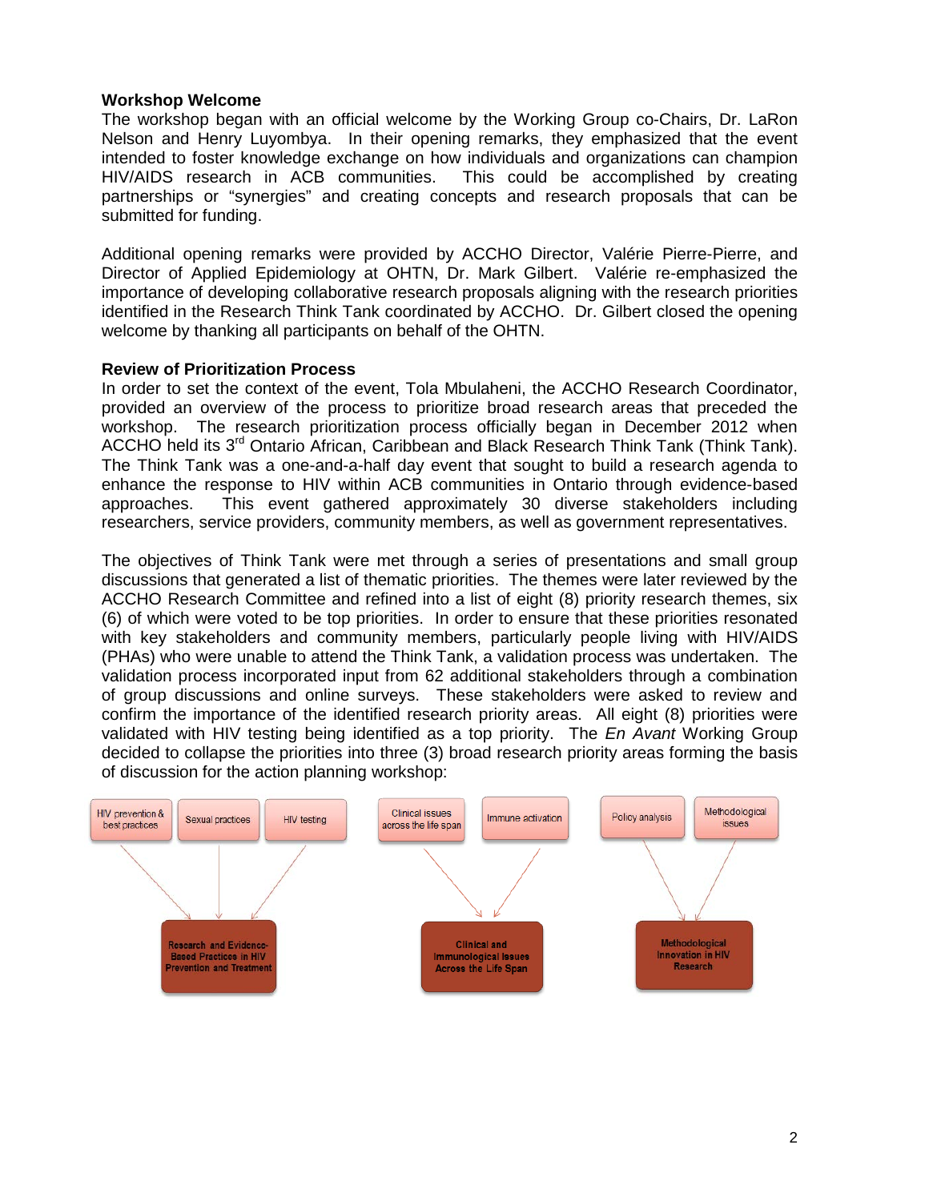### Workshop Welcome

The workshop began with an official welcome by the Working Group co-Chairs, Dr. LaRon Nelson and Henry Luyombya. In their opening remarks, they emphasized that the event intended to foster knowledge exchange on how individuals and organizations can champion HIV/AIDS research in ACB communities. This could be accomplished by creating partnerships or "synergies" and creating concepts and research proposals that can be submitted for funding.

Additional opening remarks were provided by ACCHO Director, Valérie Pierre-Pierre, and Director of Applied Epidemiology at OHTN, Dr. Mark Gilbert. Valérie re-emphasized the importance of developing collaborative research proposals aligning with the research priorities identified in the Research Think Tank coordinated by ACCHO. Dr. Gilbert closed the opening welcome by thanking all participants on behalf of the OHTN.

### Review of Prioritization Process

In order to set the context of the event, Tola Mbulaheni, the ACCHO Research Coordinator, provided an overview of the process to prioritize broad research areas that preceded the workshop. The research prioritization process officially began in December 2012 when ACCHO held its 3rd Ontario African, Caribbean and Black Research Think Tank (Think Tank). The Think Tank was a one-and-a-half day event that sought to build a research agenda to enhance the response to HIV within ACB communities in Ontario through evidence-based approaches. This event gathered approximately 30 diverse stakeholders including researchers, service providers, community members, as well as government representatives.

The objectives of Think Tank were met through a series of presentations and small group discussions that generated a list of thematic priorities. The themes were later reviewed by the ACCHO Research Committee and refined into a list of eight (8) priority research themes, six (6) of which were voted to be top priorities. In order to ensure that these priorities resonated with key stakeholders and community members, particularly people living with HIV/AIDS (PHAs) who were unable to attend the Think Tank, a validation process was undertaken. The validation process incorporated input from 62 additional stakeholders through a combination of group discussions and online surveys. These stakeholders were asked to review and confirm the importance of the identified research priority areas. All eight (8) priorities were validated with HIV testing being identified as a top priority. The *En Avant* Working Group decided to collapse the priorities into three (3) broad research priority areas forming the basis of discussion for the action planning workshop:

- HIV prevention & best practices; Sexual practices; HIV testing → **Research and Evidence-Based Practices in HIV Prevention and Treatment**
- Clinical issues across the life span; Immune activation → **Clinical and Immunological Issues Across the Life Span**
- Policy analysis; Methodological issues → **Methodological Innovation in HIV Research**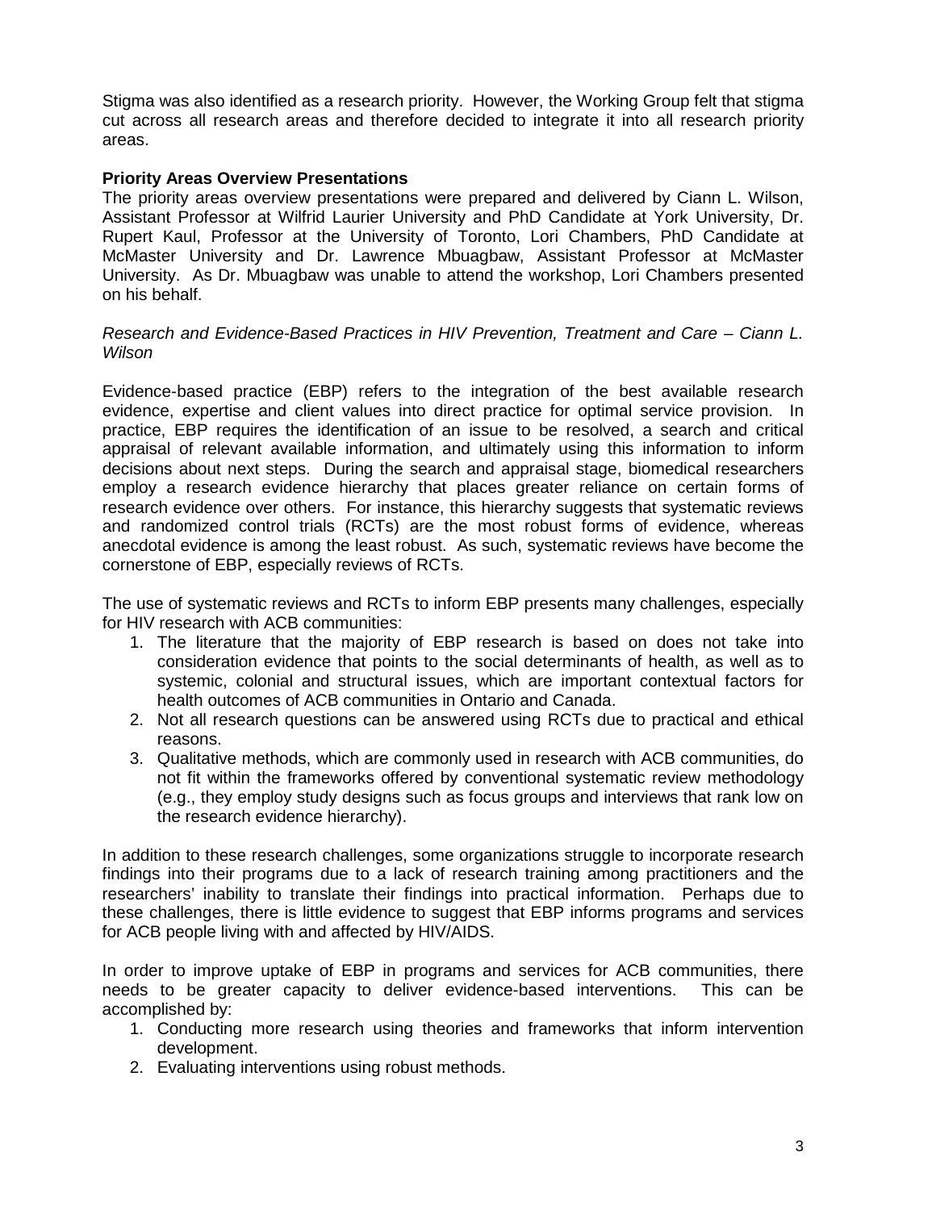Stigma was also identified as a research priority. However, the Working Group felt that stigma cut across all research areas and therefore decided to integrate it into all research priority areas.

**Priority Areas Overview Presentations**

The priority areas overview presentations were prepared and delivered by Ciann L. Wilson, Assistant Professor at Wilfrid Laurier University and PhD Candidate at York University, Dr. Rupert Kaul, Professor at the University of Toronto, Lori Chambers, PhD Candidate at McMaster University and Dr. Lawrence Mbuagbaw, Assistant Professor at McMaster University. As Dr. Mbuagbaw was unable to attend the workshop, Lori Chambers presented on his behalf.

*Research and Evidence-Based Practices in HIV Prevention, Treatment and Care – Ciann L. Wilson*

Evidence-based practice (EBP) refers to the integration of the best available research evidence, expertise and client values into direct practice for optimal service provision. In practice, EBP requires the identification of an issue to be resolved, a search and critical appraisal of relevant available information, and ultimately using this information to inform decisions about next steps. During the search and appraisal stage, biomedical researchers employ a research evidence hierarchy that places greater reliance on certain forms of research evidence over others. For instance, this hierarchy suggests that systematic reviews and randomized control trials (RCTs) are the most robust forms of evidence, whereas anecdotal evidence is among the least robust. As such, systematic reviews have become the cornerstone of EBP, especially reviews of RCTs.

The use of systematic reviews and RCTs to inform EBP presents many challenges, especially for HIV research with ACB communities:

1. The literature that the majority of EBP research is based on does not take into consideration evidence that points to the social determinants of health, as well as to systemic, colonial and structural issues, which are important contextual factors for health outcomes of ACB communities in Ontario and Canada.
2. Not all research questions can be answered using RCTs due to practical and ethical reasons.
3. Qualitative methods, which are commonly used in research with ACB communities, do not fit within the frameworks offered by conventional systematic review methodology (e.g., they employ study designs such as focus groups and interviews that rank low on the research evidence hierarchy).

In addition to these research challenges, some organizations struggle to incorporate research findings into their programs due to a lack of research training among practitioners and the researchers' inability to translate their findings into practical information. Perhaps due to these challenges, there is little evidence to suggest that EBP informs programs and services for ACB people living with and affected by HIV/AIDS.

In order to improve uptake of EBP in programs and services for ACB communities, there needs to be greater capacity to deliver evidence-based interventions. This can be accomplished by:

1. Conducting more research using theories and frameworks that inform intervention development.
2. Evaluating interventions using robust methods.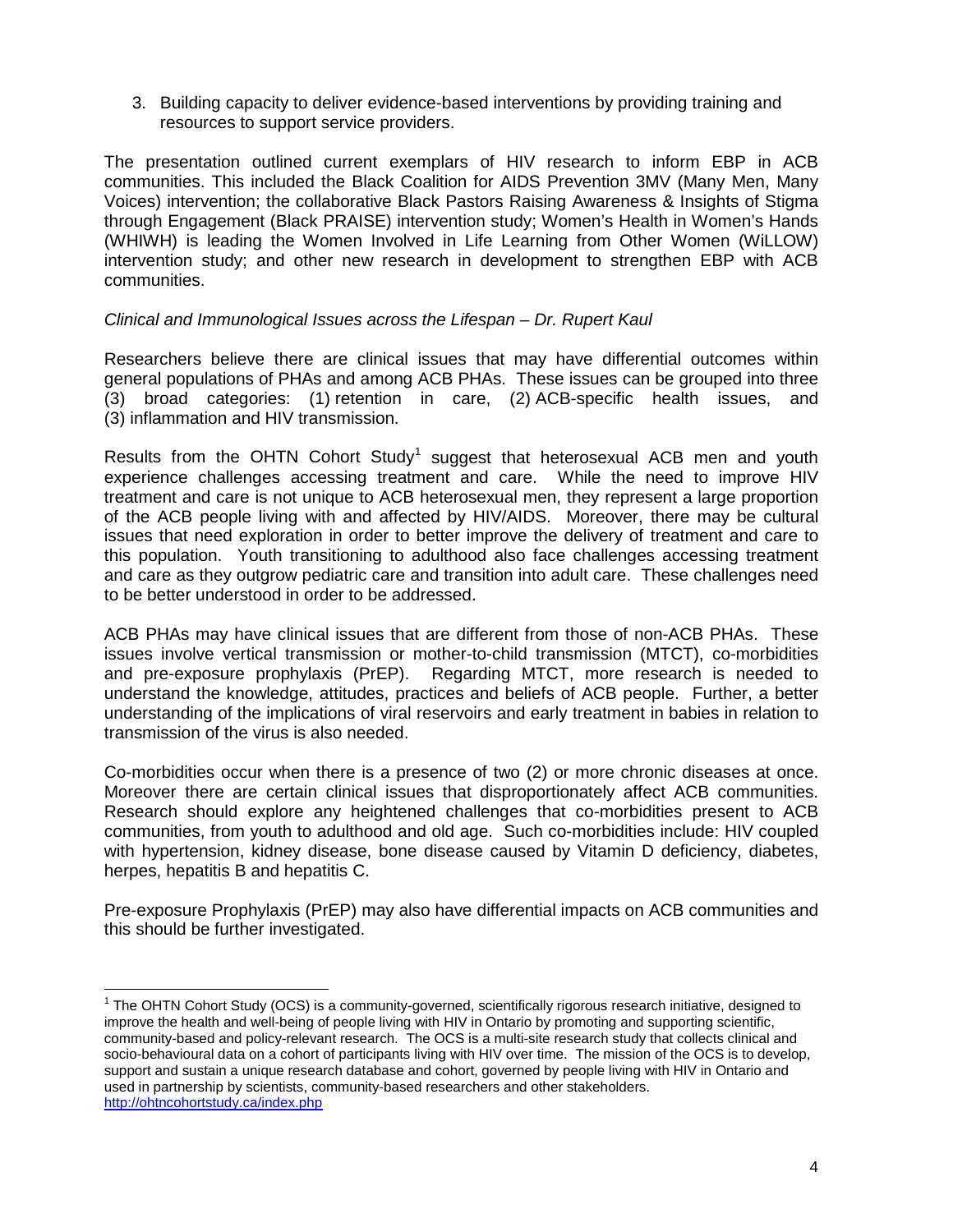3. Building capacity to deliver evidence-based interventions by providing training and resources to support service providers.

The presentation outlined current exemplars of HIV research to inform EBP in ACB communities. This included the Black Coalition for AIDS Prevention 3MV (Many Men, Many Voices) intervention; the collaborative Black Pastors Raising Awareness & Insights of Stigma through Engagement (Black PRAISE) intervention study; Women's Health in Women's Hands (WHIWH) is leading the Women Involved in Life Learning from Other Women (WiLLOW) intervention study; and other new research in development to strengthen EBP with ACB communities.

*Clinical and Immunological Issues across the Lifespan – Dr. Rupert Kaul*

Researchers believe there are clinical issues that may have differential outcomes within general populations of PHAs and among ACB PHAs. These issues can be grouped into three (3) broad categories: (1) retention in care, (2) ACB-specific health issues, and (3) inflammation and HIV transmission.

Results from the OHTN Cohort Study[1] suggest that heterosexual ACB men and youth experience challenges accessing treatment and care. While the need to improve HIV treatment and care is not unique to ACB heterosexual men, they represent a large proportion of the ACB people living with and affected by HIV/AIDS. Moreover, there may be cultural issues that need exploration in order to better improve the delivery of treatment and care to this population. Youth transitioning to adulthood also face challenges accessing treatment and care as they outgrow pediatric care and transition into adult care. These challenges need to be better understood in order to be addressed.

ACB PHAs may have clinical issues that are different from those of non-ACB PHAs. These issues involve vertical transmission or mother-to-child transmission (MTCT), co-morbidities and pre-exposure prophylaxis (PrEP). Regarding MTCT, more research is needed to understand the knowledge, attitudes, practices and beliefs of ACB people. Further, a better understanding of the implications of viral reservoirs and early treatment in babies in relation to transmission of the virus is also needed.

Co-morbidities occur when there is a presence of two (2) or more chronic diseases at once. Moreover there are certain clinical issues that disproportionately affect ACB communities. Research should explore any heightened challenges that co-morbidities present to ACB communities, from youth to adulthood and old age. Such co-morbidities include: HIV coupled with hypertension, kidney disease, bone disease caused by Vitamin D deficiency, diabetes, herpes, hepatitis B and hepatitis C.

Pre-exposure Prophylaxis (PrEP) may also have differential impacts on ACB communities and this should be further investigated.

---

[1] The OHTN Cohort Study (OCS) is a community-governed, scientifically rigorous research initiative, designed to improve the health and well-being of people living with HIV in Ontario by promoting and supporting scientific, community-based and policy-relevant research. The OCS is a multi-site research study that collects clinical and socio-behavioural data on a cohort of participants living with HIV over time. The mission of the OCS is to develop, support and sustain a unique research database and cohort, governed by people living with HIV in Ontario and used in partnership by scientists, community-based researchers and other stakeholders. http://ohtncohortstudy.ca/index.php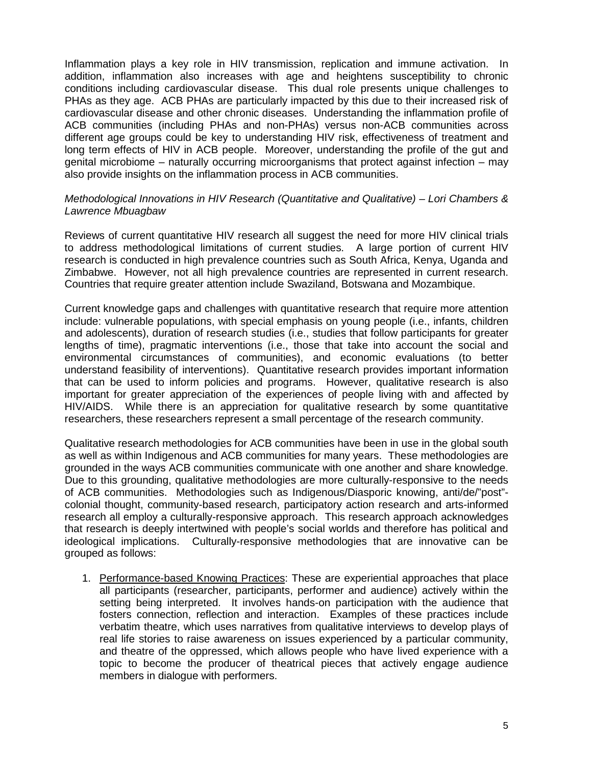Inflammation plays a key role in HIV transmission, replication and immune activation. In addition, inflammation also increases with age and heightens susceptibility to chronic conditions including cardiovascular disease. This dual role presents unique challenges to PHAs as they age. ACB PHAs are particularly impacted by this due to their increased risk of cardiovascular disease and other chronic diseases. Understanding the inflammation profile of ACB communities (including PHAs and non-PHAs) versus non-ACB communities across different age groups could be key to understanding HIV risk, effectiveness of treatment and long term effects of HIV in ACB people. Moreover, understanding the profile of the gut and genital microbiome – naturally occurring microorganisms that protect against infection – may also provide insights on the inflammation process in ACB communities.

*Methodological Innovations in HIV Research (Quantitative and Qualitative) – Lori Chambers & Lawrence Mbuagbaw*

Reviews of current quantitative HIV research all suggest the need for more HIV clinical trials to address methodological limitations of current studies. A large portion of current HIV research is conducted in high prevalence countries such as South Africa, Kenya, Uganda and Zimbabwe. However, not all high prevalence countries are represented in current research. Countries that require greater attention include Swaziland, Botswana and Mozambique.

Current knowledge gaps and challenges with quantitative research that require more attention include: vulnerable populations, with special emphasis on young people (i.e., infants, children and adolescents), duration of research studies (i.e., studies that follow participants for greater lengths of time), pragmatic interventions (i.e., those that take into account the social and environmental circumstances of communities), and economic evaluations (to better understand feasibility of interventions). Quantitative research provides important information that can be used to inform policies and programs. However, qualitative research is also important for greater appreciation of the experiences of people living with and affected by HIV/AIDS. While there is an appreciation for qualitative research by some quantitative researchers, these researchers represent a small percentage of the research community.

Qualitative research methodologies for ACB communities have been in use in the global south as well as within Indigenous and ACB communities for many years. These methodologies are grounded in the ways ACB communities communicate with one another and share knowledge. Due to this grounding, qualitative methodologies are more culturally-responsive to the needs of ACB communities. Methodologies such as Indigenous/Diasporic knowing, anti/de/"post"-colonial thought, community-based research, participatory action research and arts-informed research all employ a culturally-responsive approach. This research approach acknowledges that research is deeply intertwined with people's social worlds and therefore has political and ideological implications. Culturally-responsive methodologies that are innovative can be grouped as follows:

1. Performance-based Knowing Practices: These are experiential approaches that place all participants (researcher, participants, performer and audience) actively within the setting being interpreted. It involves hands-on participation with the audience that fosters connection, reflection and interaction. Examples of these practices include verbatim theatre, which uses narratives from qualitative interviews to develop plays of real life stories to raise awareness on issues experienced by a particular community, and theatre of the oppressed, which allows people who have lived experience with a topic to become the producer of theatrical pieces that actively engage audience members in dialogue with performers.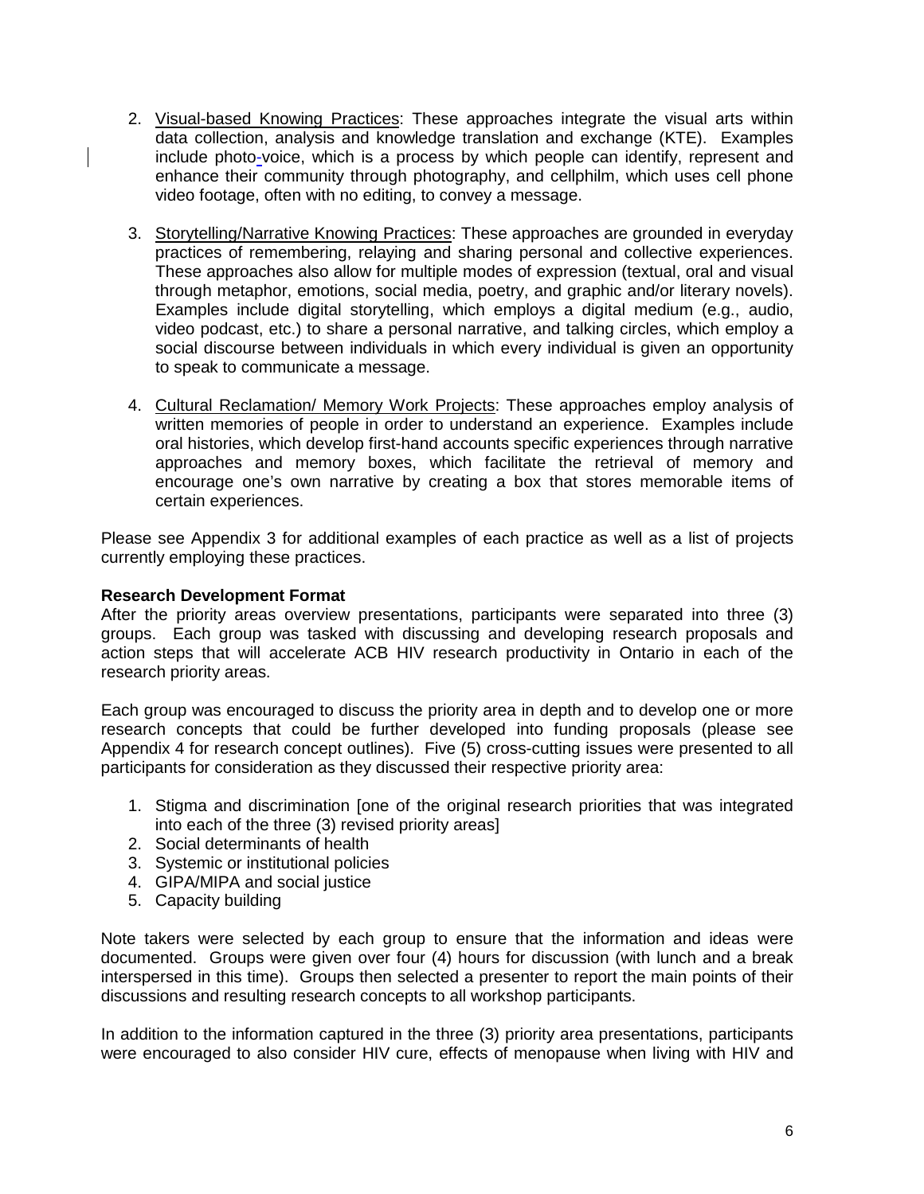2. Visual-based Knowing Practices: These approaches integrate the visual arts within data collection, analysis and knowledge translation and exchange (KTE). Examples include photo-voice, which is a process by which people can identify, represent and enhance their community through photography, and cellphilm, which uses cell phone video footage, often with no editing, to convey a message.

3. Storytelling/Narrative Knowing Practices: These approaches are grounded in everyday practices of remembering, relaying and sharing personal and collective experiences. These approaches also allow for multiple modes of expression (textual, oral and visual through metaphor, emotions, social media, poetry, and graphic and/or literary novels). Examples include digital storytelling, which employs a digital medium (e.g., audio, video podcast, etc.) to share a personal narrative, and talking circles, which employ a social discourse between individuals in which every individual is given an opportunity to speak to communicate a message.

4. Cultural Reclamation/ Memory Work Projects: These approaches employ analysis of written memories of people in order to understand an experience. Examples include oral histories, which develop first-hand accounts specific experiences through narrative approaches and memory boxes, which facilitate the retrieval of memory and encourage one's own narrative by creating a box that stores memorable items of certain experiences.

Please see Appendix 3 for additional examples of each practice as well as a list of projects currently employing these practices.

**Research Development Format**

After the priority areas overview presentations, participants were separated into three (3) groups. Each group was tasked with discussing and developing research proposals and action steps that will accelerate ACB HIV research productivity in Ontario in each of the research priority areas.

Each group was encouraged to discuss the priority area in depth and to develop one or more research concepts that could be further developed into funding proposals (please see Appendix 4 for research concept outlines). Five (5) cross-cutting issues were presented to all participants for consideration as they discussed their respective priority area:

1. Stigma and discrimination [one of the original research priorities that was integrated into each of the three (3) revised priority areas]
2. Social determinants of health
3. Systemic or institutional policies
4. GIPA/MIPA and social justice
5. Capacity building

Note takers were selected by each group to ensure that the information and ideas were documented. Groups were given over four (4) hours for discussion (with lunch and a break interspersed in this time). Groups then selected a presenter to report the main points of their discussions and resulting research concepts to all workshop participants.

In addition to the information captured in the three (3) priority area presentations, participants were encouraged to also consider HIV cure, effects of menopause when living with HIV and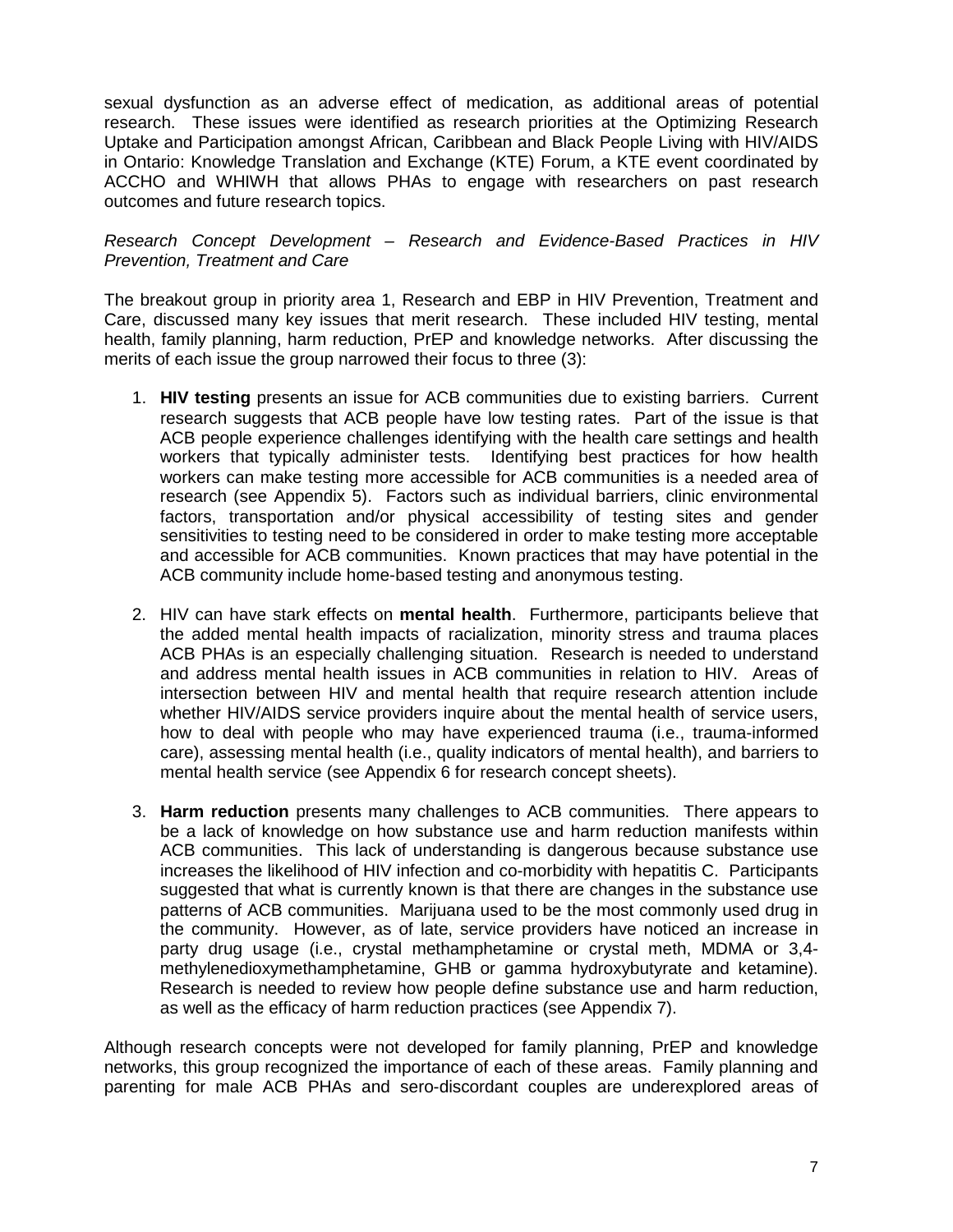sexual dysfunction as an adverse effect of medication, as additional areas of potential research. These issues were identified as research priorities at the Optimizing Research Uptake and Participation amongst African, Caribbean and Black People Living with HIV/AIDS in Ontario: Knowledge Translation and Exchange (KTE) Forum, a KTE event coordinated by ACCHO and WHIWH that allows PHAs to engage with researchers on past research outcomes and future research topics.

*Research Concept Development – Research and Evidence-Based Practices in HIV Prevention, Treatment and Care*

The breakout group in priority area 1, Research and EBP in HIV Prevention, Treatment and Care, discussed many key issues that merit research. These included HIV testing, mental health, family planning, harm reduction, PrEP and knowledge networks. After discussing the merits of each issue the group narrowed their focus to three (3):

1. **HIV testing** presents an issue for ACB communities due to existing barriers. Current research suggests that ACB people have low testing rates. Part of the issue is that ACB people experience challenges identifying with the health care settings and health workers that typically administer tests. Identifying best practices for how health workers can make testing more accessible for ACB communities is a needed area of research (see Appendix 5). Factors such as individual barriers, clinic environmental factors, transportation and/or physical accessibility of testing sites and gender sensitivities to testing need to be considered in order to make testing more acceptable and accessible for ACB communities. Known practices that may have potential in the ACB community include home-based testing and anonymous testing.

2. HIV can have stark effects on **mental health**. Furthermore, participants believe that the added mental health impacts of racialization, minority stress and trauma places ACB PHAs is an especially challenging situation. Research is needed to understand and address mental health issues in ACB communities in relation to HIV. Areas of intersection between HIV and mental health that require research attention include whether HIV/AIDS service providers inquire about the mental health of service users, how to deal with people who may have experienced trauma (i.e., trauma-informed care), assessing mental health (i.e., quality indicators of mental health), and barriers to mental health service (see Appendix 6 for research concept sheets).

3. **Harm reduction** presents many challenges to ACB communities. There appears to be a lack of knowledge on how substance use and harm reduction manifests within ACB communities. This lack of understanding is dangerous because substance use increases the likelihood of HIV infection and co-morbidity with hepatitis C. Participants suggested that what is currently known is that there are changes in the substance use patterns of ACB communities. Marijuana used to be the most commonly used drug in the community. However, as of late, service providers have noticed an increase in party drug usage (i.e., crystal methamphetamine or crystal meth, MDMA or 3,4-methylenedioxymethamphetamine, GHB or gamma hydroxybutyrate and ketamine). Research is needed to review how people define substance use and harm reduction, as well as the efficacy of harm reduction practices (see Appendix 7).

Although research concepts were not developed for family planning, PrEP and knowledge networks, this group recognized the importance of each of these areas. Family planning and parenting for male ACB PHAs and sero-discordant couples are underexplored areas of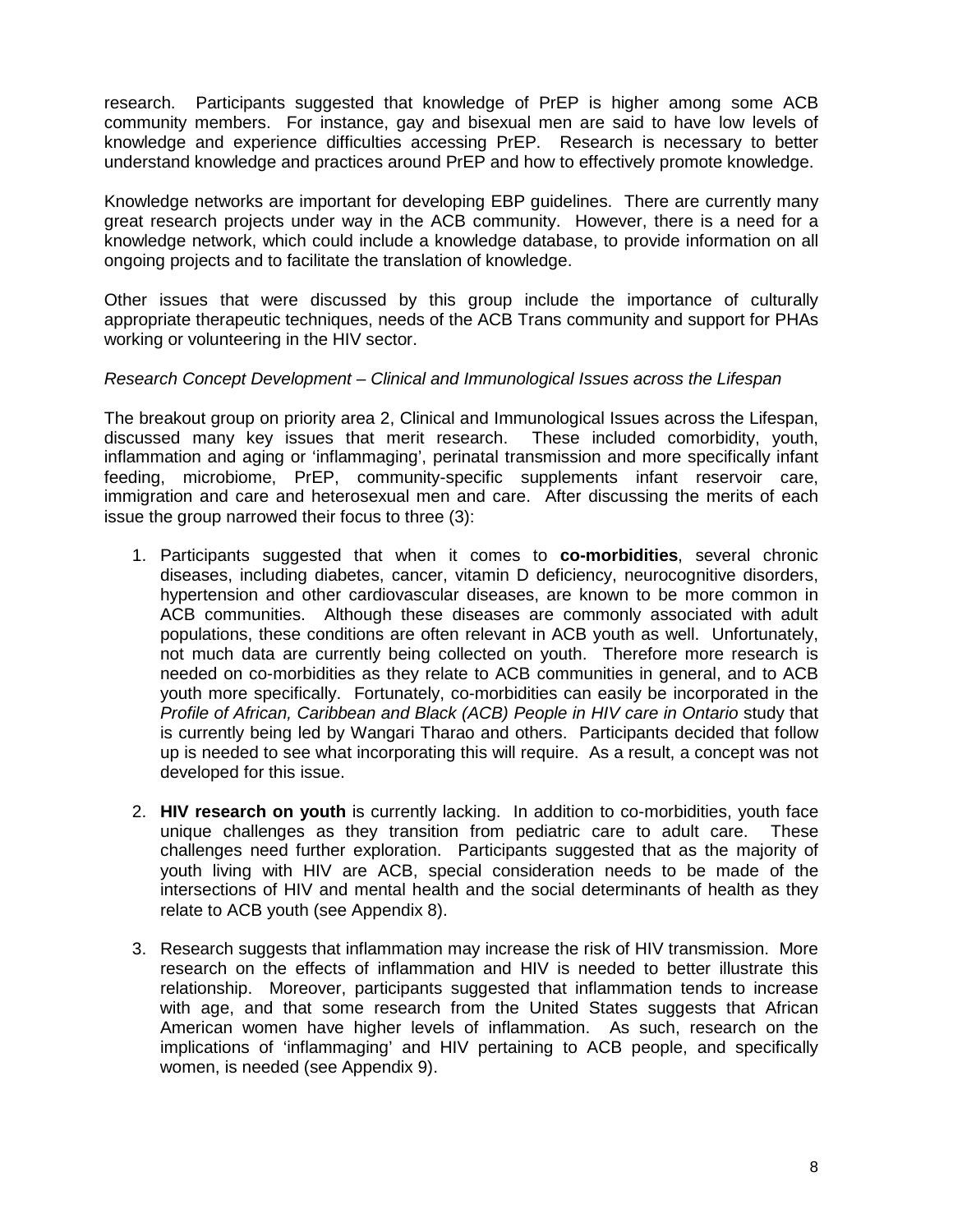research. Participants suggested that knowledge of PrEP is higher among some ACB community members. For instance, gay and bisexual men are said to have low levels of knowledge and experience difficulties accessing PrEP. Research is necessary to better understand knowledge and practices around PrEP and how to effectively promote knowledge.

Knowledge networks are important for developing EBP guidelines. There are currently many great research projects under way in the ACB community. However, there is a need for a knowledge network, which could include a knowledge database, to provide information on all ongoing projects and to facilitate the translation of knowledge.

Other issues that were discussed by this group include the importance of culturally appropriate therapeutic techniques, needs of the ACB Trans community and support for PHAs working or volunteering in the HIV sector.

*Research Concept Development – Clinical and Immunological Issues across the Lifespan*

The breakout group on priority area 2, Clinical and Immunological Issues across the Lifespan, discussed many key issues that merit research. These included comorbidity, youth, inflammation and aging or 'inflammaging', perinatal transmission and more specifically infant feeding, microbiome, PrEP, community-specific supplements infant reservoir care, immigration and care and heterosexual men and care. After discussing the merits of each issue the group narrowed their focus to three (3):

1. Participants suggested that when it comes to **co-morbidities**, several chronic diseases, including diabetes, cancer, vitamin D deficiency, neurocognitive disorders, hypertension and other cardiovascular diseases, are known to be more common in ACB communities. Although these diseases are commonly associated with adult populations, these conditions are often relevant in ACB youth as well. Unfortunately, not much data are currently being collected on youth. Therefore more research is needed on co-morbidities as they relate to ACB communities in general, and to ACB youth more specifically. Fortunately, co-morbidities can easily be incorporated in the *Profile of African, Caribbean and Black (ACB) People in HIV care in Ontario* study that is currently being led by Wangari Tharao and others. Participants decided that follow up is needed to see what incorporating this will require. As a result, a concept was not developed for this issue.

2. **HIV research on youth** is currently lacking. In addition to co-morbidities, youth face unique challenges as they transition from pediatric care to adult care. These challenges need further exploration. Participants suggested that as the majority of youth living with HIV are ACB, special consideration needs to be made of the intersections of HIV and mental health and the social determinants of health as they relate to ACB youth (see Appendix 8).

3. Research suggests that inflammation may increase the risk of HIV transmission. More research on the effects of inflammation and HIV is needed to better illustrate this relationship. Moreover, participants suggested that inflammation tends to increase with age, and that some research from the United States suggests that African American women have higher levels of inflammation. As such, research on the implications of 'inflammaging' and HIV pertaining to ACB people, and specifically women, is needed (see Appendix 9).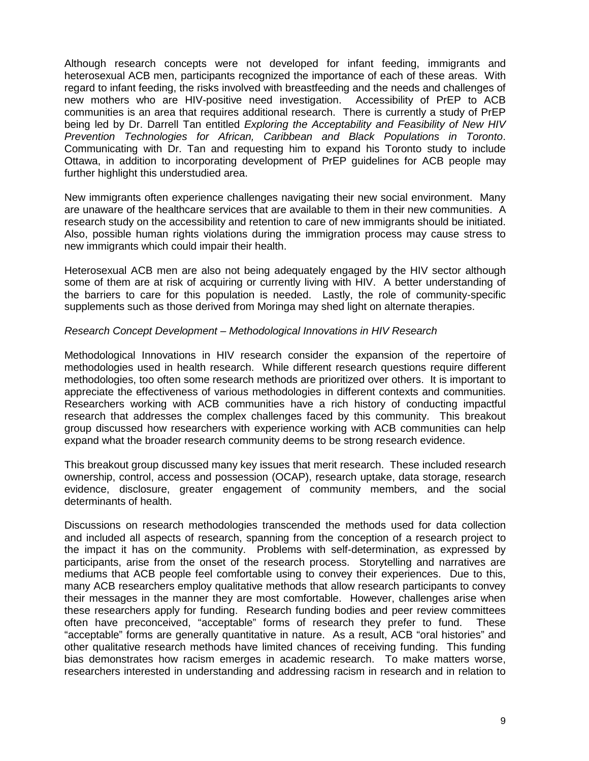Although research concepts were not developed for infant feeding, immigrants and heterosexual ACB men, participants recognized the importance of each of these areas. With regard to infant feeding, the risks involved with breastfeeding and the needs and challenges of new mothers who are HIV-positive need investigation. Accessibility of PrEP to ACB communities is an area that requires additional research. There is currently a study of PrEP being led by Dr. Darrell Tan entitled *Exploring the Acceptability and Feasibility of New HIV Prevention Technologies for African, Caribbean and Black Populations in Toronto*. Communicating with Dr. Tan and requesting him to expand his Toronto study to include Ottawa, in addition to incorporating development of PrEP guidelines for ACB people may further highlight this understudied area.

New immigrants often experience challenges navigating their new social environment. Many are unaware of the healthcare services that are available to them in their new communities. A research study on the accessibility and retention to care of new immigrants should be initiated. Also, possible human rights violations during the immigration process may cause stress to new immigrants which could impair their health.

Heterosexual ACB men are also not being adequately engaged by the HIV sector although some of them are at risk of acquiring or currently living with HIV. A better understanding of the barriers to care for this population is needed. Lastly, the role of community-specific supplements such as those derived from Moringa may shed light on alternate therapies.

*Research Concept Development – Methodological Innovations in HIV Research*

Methodological Innovations in HIV research consider the expansion of the repertoire of methodologies used in health research. While different research questions require different methodologies, too often some research methods are prioritized over others. It is important to appreciate the effectiveness of various methodologies in different contexts and communities. Researchers working with ACB communities have a rich history of conducting impactful research that addresses the complex challenges faced by this community. This breakout group discussed how researchers with experience working with ACB communities can help expand what the broader research community deems to be strong research evidence.

This breakout group discussed many key issues that merit research. These included research ownership, control, access and possession (OCAP), research uptake, data storage, research evidence, disclosure, greater engagement of community members, and the social determinants of health.

Discussions on research methodologies transcended the methods used for data collection and included all aspects of research, spanning from the conception of a research project to the impact it has on the community. Problems with self-determination, as expressed by participants, arise from the onset of the research process. Storytelling and narratives are mediums that ACB people feel comfortable using to convey their experiences. Due to this, many ACB researchers employ qualitative methods that allow research participants to convey their messages in the manner they are most comfortable. However, challenges arise when these researchers apply for funding. Research funding bodies and peer review committees often have preconceived, "acceptable" forms of research they prefer to fund. These "acceptable" forms are generally quantitative in nature. As a result, ACB "oral histories" and other qualitative research methods have limited chances of receiving funding. This funding bias demonstrates how racism emerges in academic research. To make matters worse, researchers interested in understanding and addressing racism in research and in relation to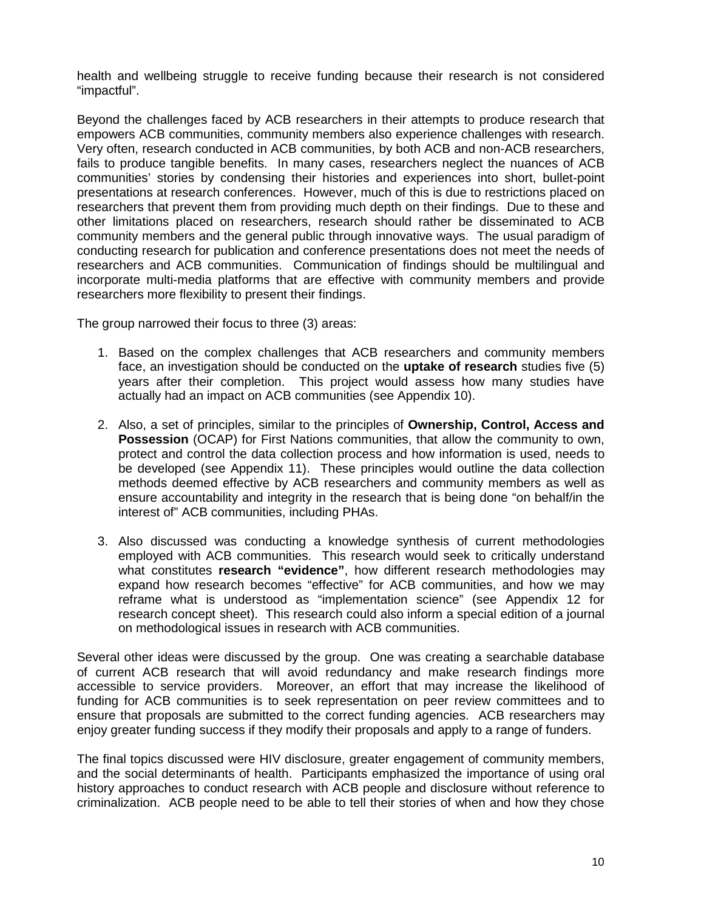health and wellbeing struggle to receive funding because their research is not considered "impactful".

Beyond the challenges faced by ACB researchers in their attempts to produce research that empowers ACB communities, community members also experience challenges with research. Very often, research conducted in ACB communities, by both ACB and non-ACB researchers, fails to produce tangible benefits. In many cases, researchers neglect the nuances of ACB communities' stories by condensing their histories and experiences into short, bullet-point presentations at research conferences. However, much of this is due to restrictions placed on researchers that prevent them from providing much depth on their findings. Due to these and other limitations placed on researchers, research should rather be disseminated to ACB community members and the general public through innovative ways. The usual paradigm of conducting research for publication and conference presentations does not meet the needs of researchers and ACB communities. Communication of findings should be multilingual and incorporate multi-media platforms that are effective with community members and provide researchers more flexibility to present their findings.

The group narrowed their focus to three (3) areas:

1. Based on the complex challenges that ACB researchers and community members face, an investigation should be conducted on the **uptake of research** studies five (5) years after their completion. This project would assess how many studies have actually had an impact on ACB communities (see Appendix 10).

2. Also, a set of principles, similar to the principles of **Ownership, Control, Access and Possession** (OCAP) for First Nations communities, that allow the community to own, protect and control the data collection process and how information is used, needs to be developed (see Appendix 11). These principles would outline the data collection methods deemed effective by ACB researchers and community members as well as ensure accountability and integrity in the research that is being done "on behalf/in the interest of" ACB communities, including PHAs.

3. Also discussed was conducting a knowledge synthesis of current methodologies employed with ACB communities. This research would seek to critically understand what constitutes **research "evidence"**, how different research methodologies may expand how research becomes "effective" for ACB communities, and how we may reframe what is understood as "implementation science" (see Appendix 12 for research concept sheet). This research could also inform a special edition of a journal on methodological issues in research with ACB communities.

Several other ideas were discussed by the group. One was creating a searchable database of current ACB research that will avoid redundancy and make research findings more accessible to service providers. Moreover, an effort that may increase the likelihood of funding for ACB communities is to seek representation on peer review committees and to ensure that proposals are submitted to the correct funding agencies. ACB researchers may enjoy greater funding success if they modify their proposals and apply to a range of funders.

The final topics discussed were HIV disclosure, greater engagement of community members, and the social determinants of health. Participants emphasized the importance of using oral history approaches to conduct research with ACB people and disclosure without reference to criminalization. ACB people need to be able to tell their stories of when and how they chose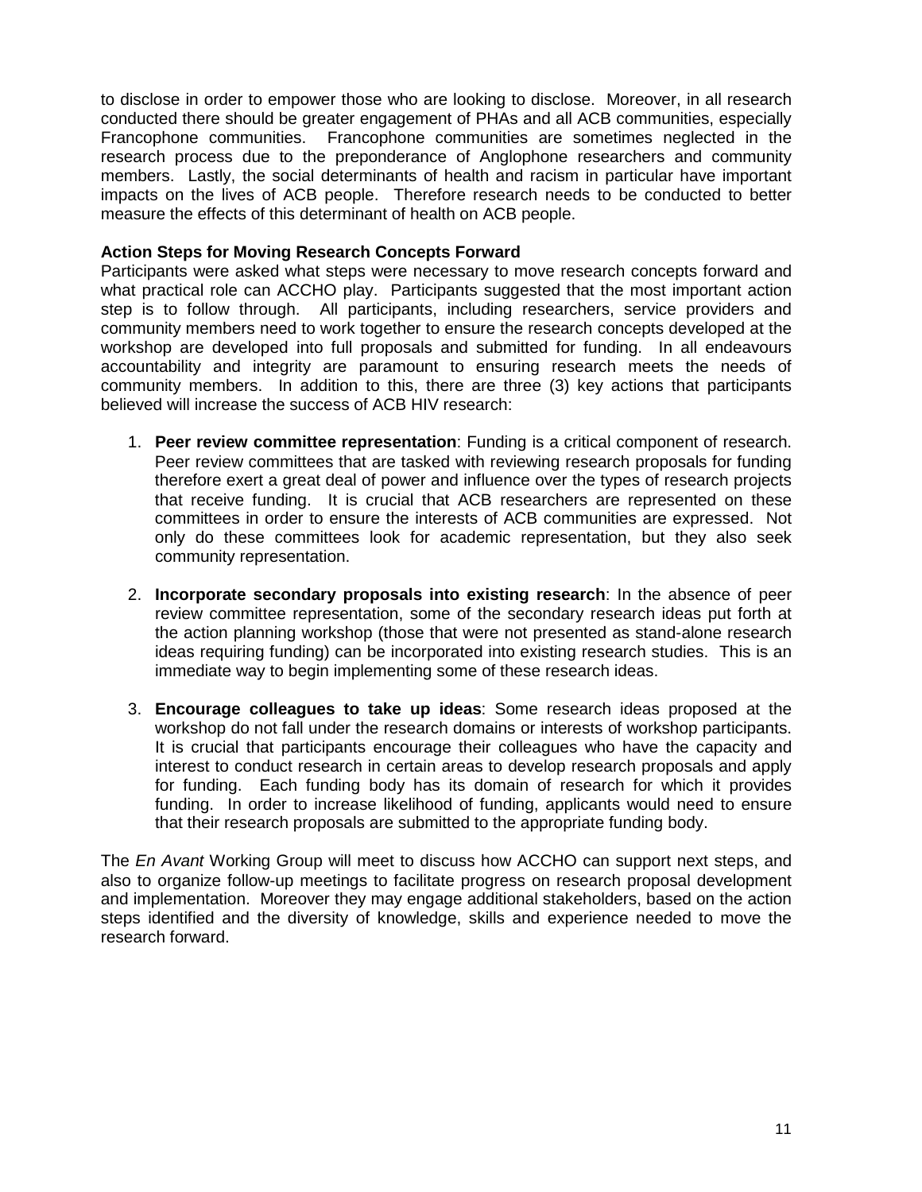to disclose in order to empower those who are looking to disclose. Moreover, in all research conducted there should be greater engagement of PHAs and all ACB communities, especially Francophone communities. Francophone communities are sometimes neglected in the research process due to the preponderance of Anglophone researchers and community members. Lastly, the social determinants of health and racism in particular have important impacts on the lives of ACB people. Therefore research needs to be conducted to better measure the effects of this determinant of health on ACB people.

**Action Steps for Moving Research Concepts Forward**

Participants were asked what steps were necessary to move research concepts forward and what practical role can ACCHO play. Participants suggested that the most important action step is to follow through. All participants, including researchers, service providers and community members need to work together to ensure the research concepts developed at the workshop are developed into full proposals and submitted for funding. In all endeavours accountability and integrity are paramount to ensuring research meets the needs of community members. In addition to this, there are three (3) key actions that participants believed will increase the success of ACB HIV research:

1. **Peer review committee representation**: Funding is a critical component of research. Peer review committees that are tasked with reviewing research proposals for funding therefore exert a great deal of power and influence over the types of research projects that receive funding. It is crucial that ACB researchers are represented on these committees in order to ensure the interests of ACB communities are expressed. Not only do these committees look for academic representation, but they also seek community representation.

2. **Incorporate secondary proposals into existing research**: In the absence of peer review committee representation, some of the secondary research ideas put forth at the action planning workshop (those that were not presented as stand-alone research ideas requiring funding) can be incorporated into existing research studies. This is an immediate way to begin implementing some of these research ideas.

3. **Encourage colleagues to take up ideas**: Some research ideas proposed at the workshop do not fall under the research domains or interests of workshop participants. It is crucial that participants encourage their colleagues who have the capacity and interest to conduct research in certain areas to develop research proposals and apply for funding. Each funding body has its domain of research for which it provides funding. In order to increase likelihood of funding, applicants would need to ensure that their research proposals are submitted to the appropriate funding body.

The *En Avant* Working Group will meet to discuss how ACCHO can support next steps, and also to organize follow-up meetings to facilitate progress on research proposal development and implementation. Moreover they may engage additional stakeholders, based on the action steps identified and the diversity of knowledge, skills and experience needed to move the research forward.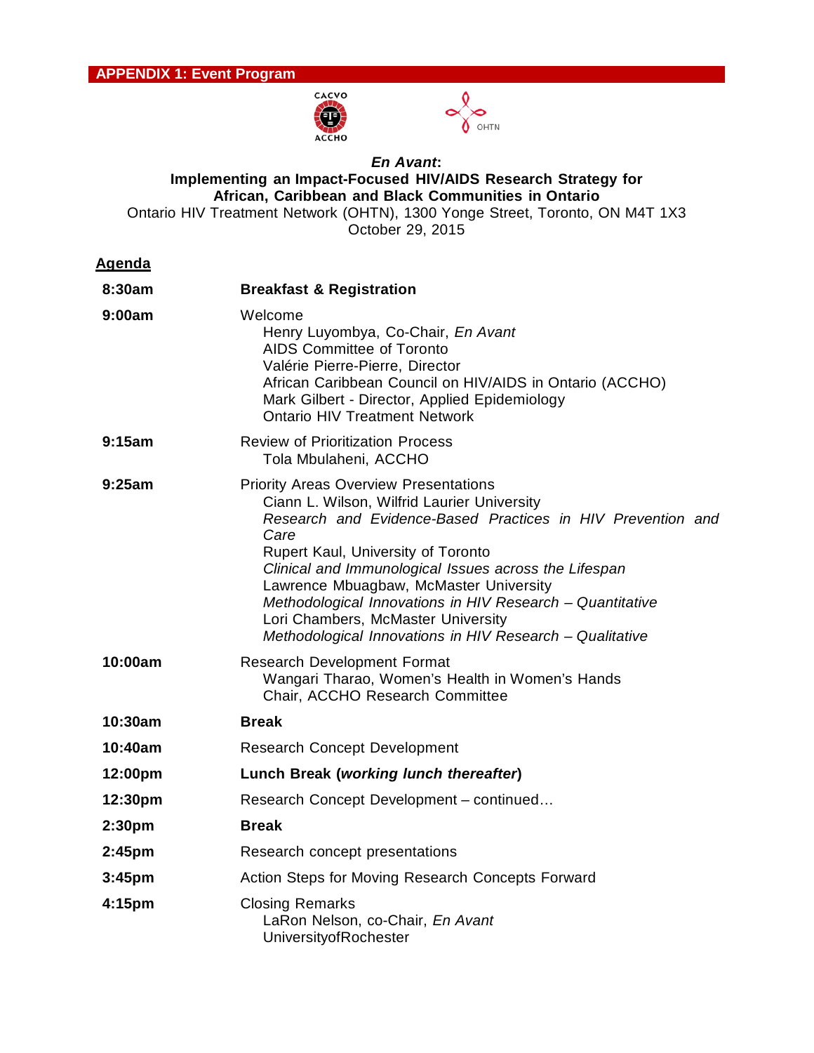## APPENDIX 1: Event Program

CACVO ACCHO

OHTN

***En Avant*:**
**Implementing an Impact-Focused HIV/AIDS Research Strategy for African, Caribbean and Black Communities in Ontario**
Ontario HIV Treatment Network (OHTN), 1300 Yonge Street, Toronto, ON M4T 1X3
October 29, 2015

**Agenda**

| | |
|---|---|
| **8:30am** | **Breakfast & Registration** |
| **9:00am** | Welcome<br>Henry Luyombya, Co-Chair, *En Avant*<br>AIDS Committee of Toronto<br>Valérie Pierre-Pierre, Director<br>African Caribbean Council on HIV/AIDS in Ontario (ACCHO)<br>Mark Gilbert - Director, Applied Epidemiology<br>Ontario HIV Treatment Network |
| **9:15am** | Review of Prioritization Process<br>Tola Mbulaheni, ACCHO |
| **9:25am** | Priority Areas Overview Presentations<br>Ciann L. Wilson, Wilfrid Laurier University<br>*Research and Evidence-Based Practices in HIV Prevention and Care*<br>Rupert Kaul, University of Toronto<br>*Clinical and Immunological Issues across the Lifespan*<br>Lawrence Mbuagbaw, McMaster University<br>*Methodological Innovations in HIV Research – Quantitative*<br>Lori Chambers, McMaster University<br>*Methodological Innovations in HIV Research – Qualitative* |
| **10:00am** | Research Development Format<br>Wangari Tharao, Women's Health in Women's Hands<br>Chair, ACCHO Research Committee |
| **10:30am** | **Break** |
| **10:40am** | Research Concept Development |
| **12:00pm** | **Lunch Break (*working lunch thereafter*)** |
| **12:30pm** | Research Concept Development – continued… |
| **2:30pm** | **Break** |
| **2:45pm** | Research concept presentations |
| **3:45pm** | Action Steps for Moving Research Concepts Forward |
| **4:15pm** | Closing Remarks<br>LaRon Nelson, co-Chair, *En Avant*<br>UniversityofRochester |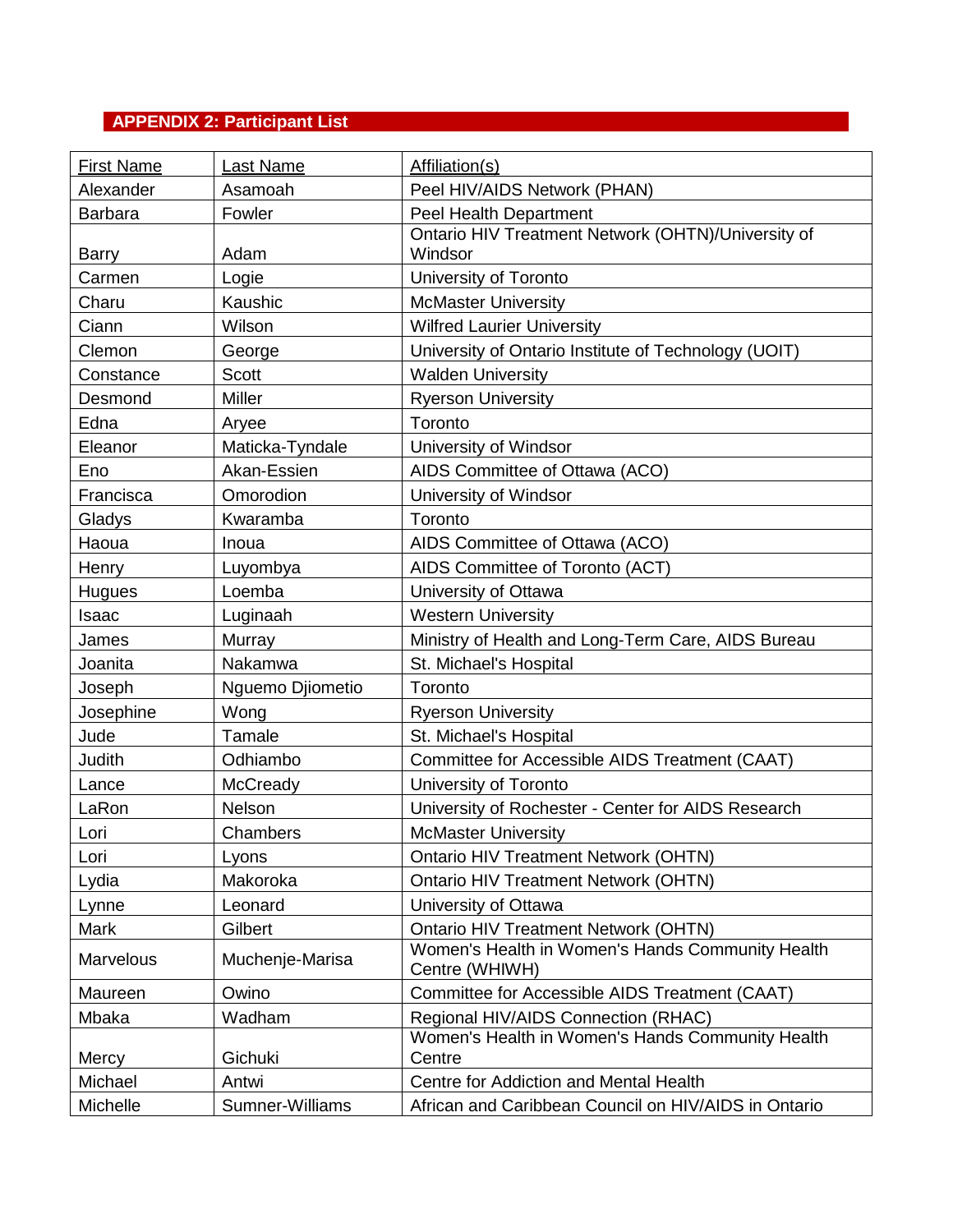## APPENDIX 2: Participant List

| First Name | Last Name | Affiliation(s) |
|---|---|---|
| Alexander | Asamoah | Peel HIV/AIDS Network (PHAN) |
| Barbara | Fowler | Peel Health Department |
| Barry | Adam | Ontario HIV Treatment Network (OHTN)/University of Windsor |
| Carmen | Logie | University of Toronto |
| Charu | Kaushic | McMaster University |
| Ciann | Wilson | Wilfred Laurier University |
| Clemon | George | University of Ontario Institute of Technology (UOIT) |
| Constance | Scott | Walden University |
| Desmond | Miller | Ryerson University |
| Edna | Aryee | Toronto |
| Eleanor | Maticka-Tyndale | University of Windsor |
| Eno | Akan-Essien | AIDS Committee of Ottawa (ACO) |
| Francisca | Omorodion | University of Windsor |
| Gladys | Kwaramba | Toronto |
| Haoua | Inoua | AIDS Committee of Ottawa (ACO) |
| Henry | Luyombya | AIDS Committee of Toronto (ACT) |
| Hugues | Loemba | University of Ottawa |
| Isaac | Luginaah | Western University |
| James | Murray | Ministry of Health and Long-Term Care, AIDS Bureau |
| Joanita | Nakamwa | St. Michael's Hospital |
| Joseph | Nguemo Djiometio | Toronto |
| Josephine | Wong | Ryerson University |
| Jude | Tamale | St. Michael's Hospital |
| Judith | Odhiambo | Committee for Accessible AIDS Treatment (CAAT) |
| Lance | McCready | University of Toronto |
| LaRon | Nelson | University of Rochester - Center for AIDS Research |
| Lori | Chambers | McMaster University |
| Lori | Lyons | Ontario HIV Treatment Network (OHTN) |
| Lydia | Makoroka | Ontario HIV Treatment Network (OHTN) |
| Lynne | Leonard | University of Ottawa |
| Mark | Gilbert | Ontario HIV Treatment Network (OHTN) |
| Marvelous | Muchenje-Marisa | Women's Health in Women's Hands Community Health Centre (WHIWH) |
| Maureen | Owino | Committee for Accessible AIDS Treatment (CAAT) |
| Mbaka | Wadham | Regional HIV/AIDS Connection (RHAC) |
| Mercy | Gichuki | Women's Health in Women's Hands Community Health Centre |
| Michael | Antwi | Centre for Addiction and Mental Health |
| Michelle | Sumner-Williams | African and Caribbean Council on HIV/AIDS in Ontario |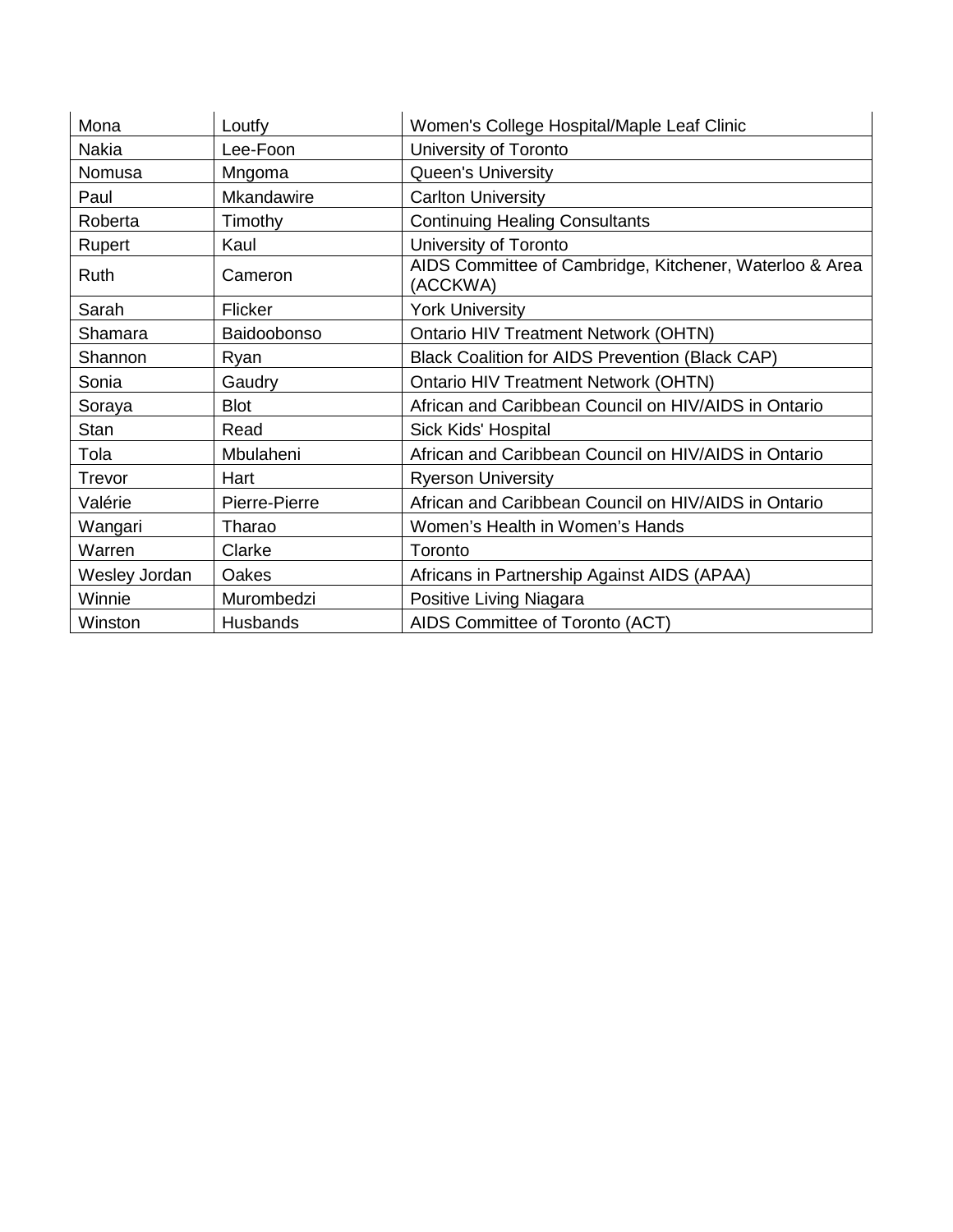| Mona | Loutfy | Women's College Hospital/Maple Leaf Clinic |
|---|---|---|
| Nakia | Lee-Foon | University of Toronto |
| Nomusa | Mngoma | Queen's University |
| Paul | Mkandawire | Carlton University |
| Roberta | Timothy | Continuing Healing Consultants |
| Rupert | Kaul | University of Toronto |
| Ruth | Cameron | AIDS Committee of Cambridge, Kitchener, Waterloo & Area (ACCKWA) |
| Sarah | Flicker | York University |
| Shamara | Baidoobonso | Ontario HIV Treatment Network (OHTN) |
| Shannon | Ryan | Black Coalition for AIDS Prevention (Black CAP) |
| Sonia | Gaudry | Ontario HIV Treatment Network (OHTN) |
| Soraya | Blot | African and Caribbean Council on HIV/AIDS in Ontario |
| Stan | Read | Sick Kids' Hospital |
| Tola | Mbulaheni | African and Caribbean Council on HIV/AIDS in Ontario |
| Trevor | Hart | Ryerson University |
| Valérie | Pierre-Pierre | African and Caribbean Council on HIV/AIDS in Ontario |
| Wangari | Tharao | Women's Health in Women's Hands |
| Warren | Clarke | Toronto |
| Wesley Jordan | Oakes | Africans in Partnership Against AIDS (APAA) |
| Winnie | Murombedzi | Positive Living Niagara |
| Winston | Husbands | AIDS Committee of Toronto (ACT) |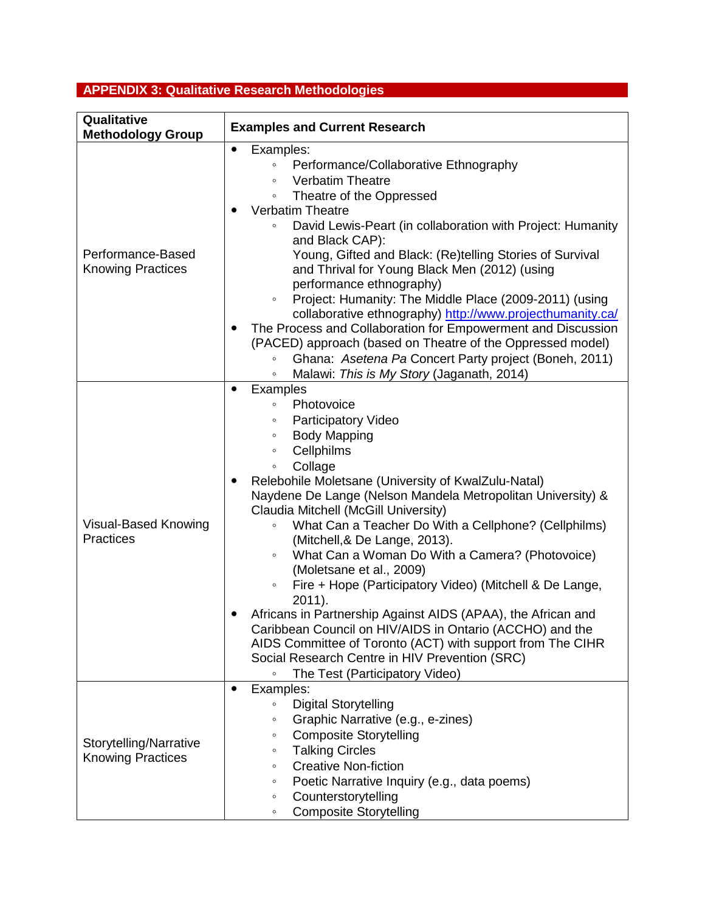## APPENDIX 3: Qualitative Research Methodologies

| Qualitative Methodology Group | Examples and Current Research |
|---|---|
| Performance-Based Knowing Practices | • Examples:<br>◦ Performance/Collaborative Ethnography<br>◦ Verbatim Theatre<br>◦ Theatre of the Oppressed<br>• Verbatim Theatre<br>◦ David Lewis-Peart (in collaboration with Project: Humanity and Black CAP): Young, Gifted and Black: (Re)telling Stories of Survival and Thrival for Young Black Men (2012) (using performance ethnography)<br>◦ Project: Humanity: The Middle Place (2009-2011) (using collaborative ethnography) http://www.projecthumanity.ca/<br>• The Process and Collaboration for Empowerment and Discussion (PACED) approach (based on Theatre of the Oppressed model)<br>◦ Ghana: *Asetena Pa* Concert Party project (Boneh, 2011)<br>◦ Malawi: *This is My Story* (Jaganath, 2014) |
| Visual-Based Knowing Practices | • Examples<br>◦ Photovoice<br>◦ Participatory Video<br>◦ Body Mapping<br>◦ Cellphilms<br>◦ Collage<br>• Relebohile Moletsane (University of KwalZulu-Natal) Naydene De Lange (Nelson Mandela Metropolitan University) & Claudia Mitchell (McGill University)<br>◦ What Can a Teacher Do With a Cellphone? (Cellphilms) (Mitchell,& De Lange, 2013).<br>◦ What Can a Woman Do With a Camera? (Photovoice) (Moletsane et al., 2009)<br>◦ Fire + Hope (Participatory Video) (Mitchell & De Lange, 2011).<br>• Africans in Partnership Against AIDS (APAA), the African and Caribbean Council on HIV/AIDS in Ontario (ACCHO) and the AIDS Committee of Toronto (ACT) with support from The CIHR Social Research Centre in HIV Prevention (SRC)<br>◦ The Test (Participatory Video) |
| Storytelling/Narrative Knowing Practices | • Examples:<br>◦ Digital Storytelling<br>◦ Graphic Narrative (e.g., e-zines)<br>◦ Composite Storytelling<br>◦ Talking Circles<br>◦ Creative Non-fiction<br>◦ Poetic Narrative Inquiry (e.g., data poems)<br>◦ Counterstorytelling<br>◦ Composite Storytelling |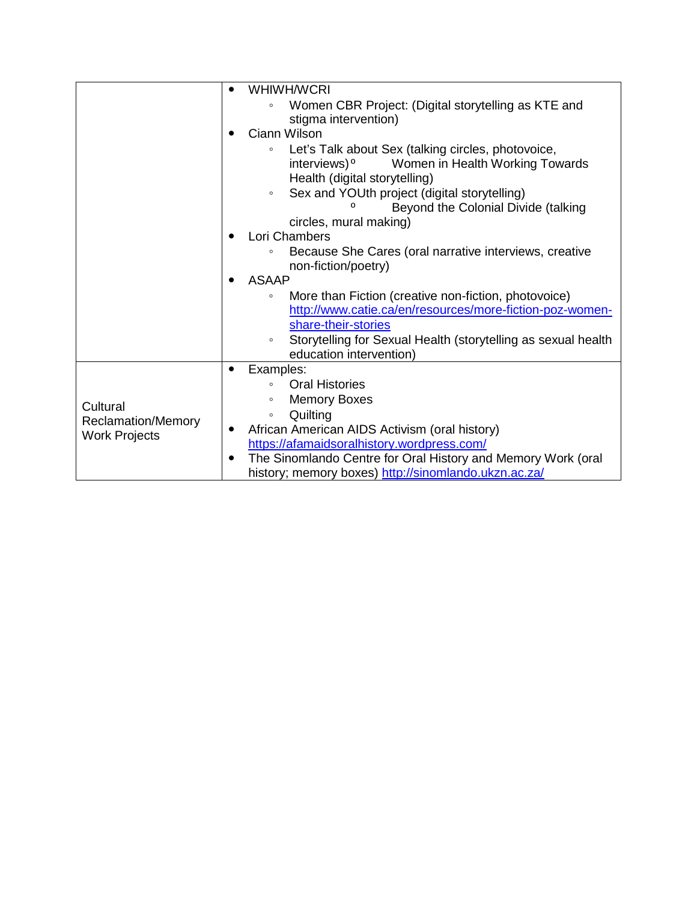|  |  |
|---|---|
|  | • WHIWH/WCRI<br>  ◦ Women CBR Project: (Digital storytelling as KTE and stigma intervention)<br>• Ciann Wilson<br>  ◦ Let's Talk about Sex (talking circles, photovoice, interviews)<br>  ◦ Women in Health Working Towards Health (digital storytelling)<br>  ◦ Sex and YOUth project (digital storytelling)<br>  ◦ Beyond the Colonial Divide (talking circles, mural making)<br>• Lori Chambers<br>  ◦ Because She Cares (oral narrative interviews, creative non-fiction/poetry)<br>• ASAAP<br>  ◦ More than Fiction (creative non-fiction, photovoice) http://www.catie.ca/en/resources/more-fiction-poz-women-share-their-stories<br>  ◦ Storytelling for Sexual Health (storytelling as sexual health education intervention) |
| Cultural Reclamation/Memory Work Projects | • Examples:<br>  ◦ Oral Histories<br>  ◦ Memory Boxes<br>  ◦ Quilting<br>• African American AIDS Activism (oral history) https://afamaidsoralhistory.wordpress.com/<br>• The Sinomlando Centre for Oral History and Memory Work (oral history; memory boxes) http://sinomlando.ukzn.ac.za/ |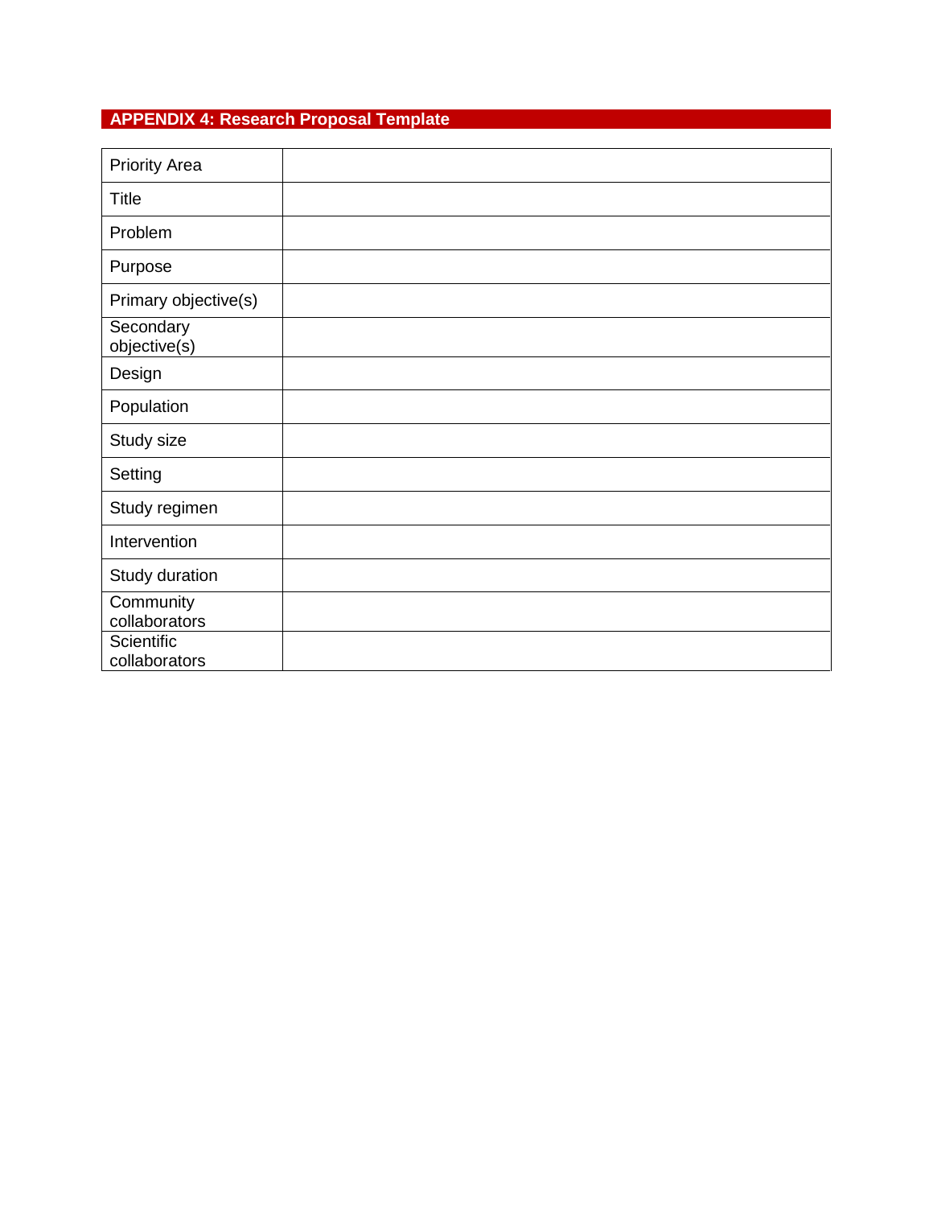## APPENDIX 4: Research Proposal Template

| | |
|---|---|
| Priority Area | |
| Title | |
| Problem | |
| Purpose | |
| Primary objective(s) | |
| Secondary objective(s) | |
| Design | |
| Population | |
| Study size | |
| Setting | |
| Study regimen | |
| Intervention | |
| Study duration | |
| Community collaborators | |
| Scientific collaborators | |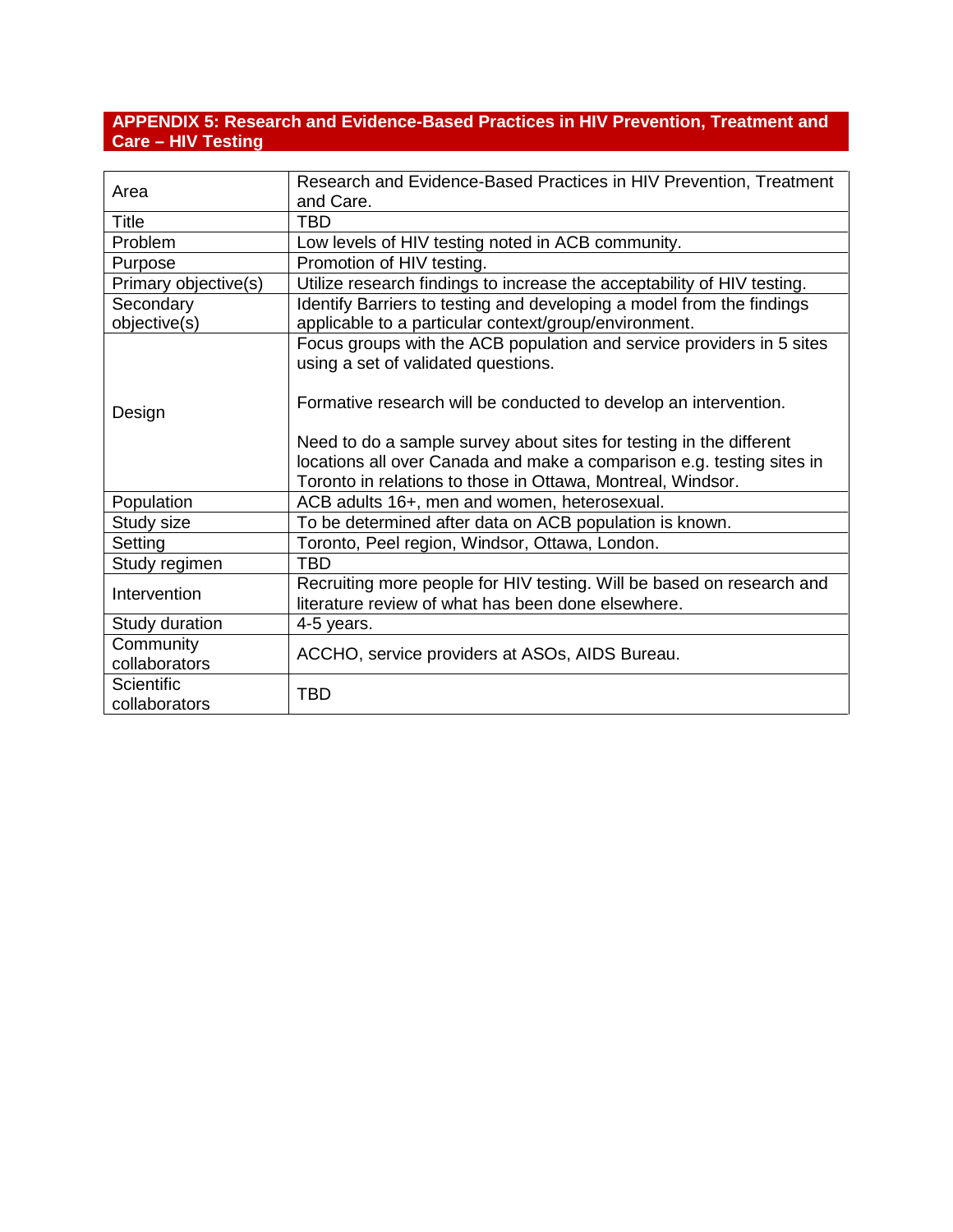## APPENDIX 5: Research and Evidence-Based Practices in HIV Prevention, Treatment and Care – HIV Testing

| Area | Research and Evidence-Based Practices in HIV Prevention, Treatment and Care. |
|---|---|
| Title | TBD |
| Problem | Low levels of HIV testing noted in ACB community. |
| Purpose | Promotion of HIV testing. |
| Primary objective(s) | Utilize research findings to increase the acceptability of HIV testing. |
| Secondary objective(s) | Identify Barriers to testing and developing a model from the findings applicable to a particular context/group/environment. |
| Design | Focus groups with the ACB population and service providers in 5 sites using a set of validated questions.<br><br>Formative research will be conducted to develop an intervention.<br><br>Need to do a sample survey about sites for testing in the different locations all over Canada and make a comparison e.g. testing sites in Toronto in relations to those in Ottawa, Montreal, Windsor. |
| Population | ACB adults 16+, men and women, heterosexual. |
| Study size | To be determined after data on ACB population is known. |
| Setting | Toronto, Peel region, Windsor, Ottawa, London. |
| Study regimen | TBD |
| Intervention | Recruiting more people for HIV testing. Will be based on research and literature review of what has been done elsewhere. |
| Study duration | 4-5 years. |
| Community collaborators | ACCHO, service providers at ASOs, AIDS Bureau. |
| Scientific collaborators | TBD |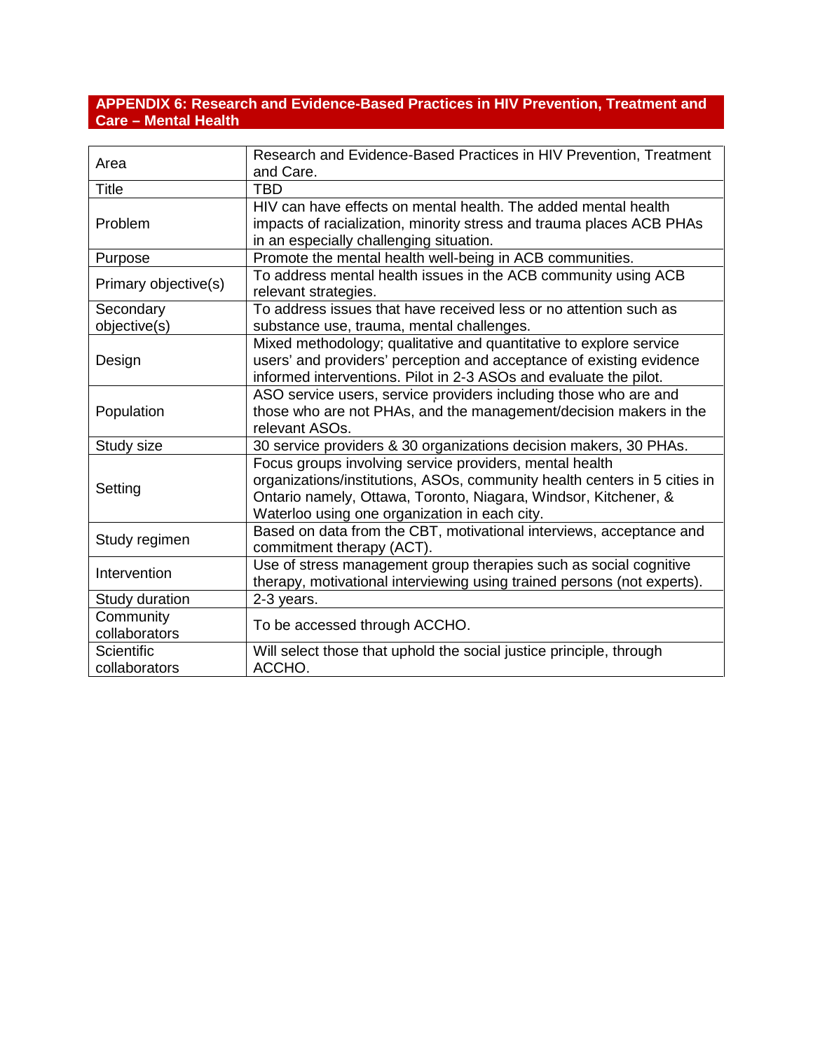## APPENDIX 6: Research and Evidence-Based Practices in HIV Prevention, Treatment and Care – Mental Health

| Area | Research and Evidence-Based Practices in HIV Prevention, Treatment and Care. |
|---|---|
| Title | TBD |
| Problem | HIV can have effects on mental health. The added mental health impacts of racialization, minority stress and trauma places ACB PHAs in an especially challenging situation. |
| Purpose | Promote the mental health well-being in ACB communities. |
| Primary objective(s) | To address mental health issues in the ACB community using ACB relevant strategies. |
| Secondary objective(s) | To address issues that have received less or no attention such as substance use, trauma, mental challenges. |
| Design | Mixed methodology; qualitative and quantitative to explore service users' and providers' perception and acceptance of existing evidence informed interventions. Pilot in 2-3 ASOs and evaluate the pilot. |
| Population | ASO service users, service providers including those who are and those who are not PHAs, and the management/decision makers in the relevant ASOs. |
| Study size | 30 service providers & 30 organizations decision makers, 30 PHAs. |
| Setting | Focus groups involving service providers, mental health organizations/institutions, ASOs, community health centers in 5 cities in Ontario namely, Ottawa, Toronto, Niagara, Windsor, Kitchener, & Waterloo using one organization in each city. |
| Study regimen | Based on data from the CBT, motivational interviews, acceptance and commitment therapy (ACT). |
| Intervention | Use of stress management group therapies such as social cognitive therapy, motivational interviewing using trained persons (not experts). |
| Study duration | 2-3 years. |
| Community collaborators | To be accessed through ACCHO. |
| Scientific collaborators | Will select those that uphold the social justice principle, through ACCHO. |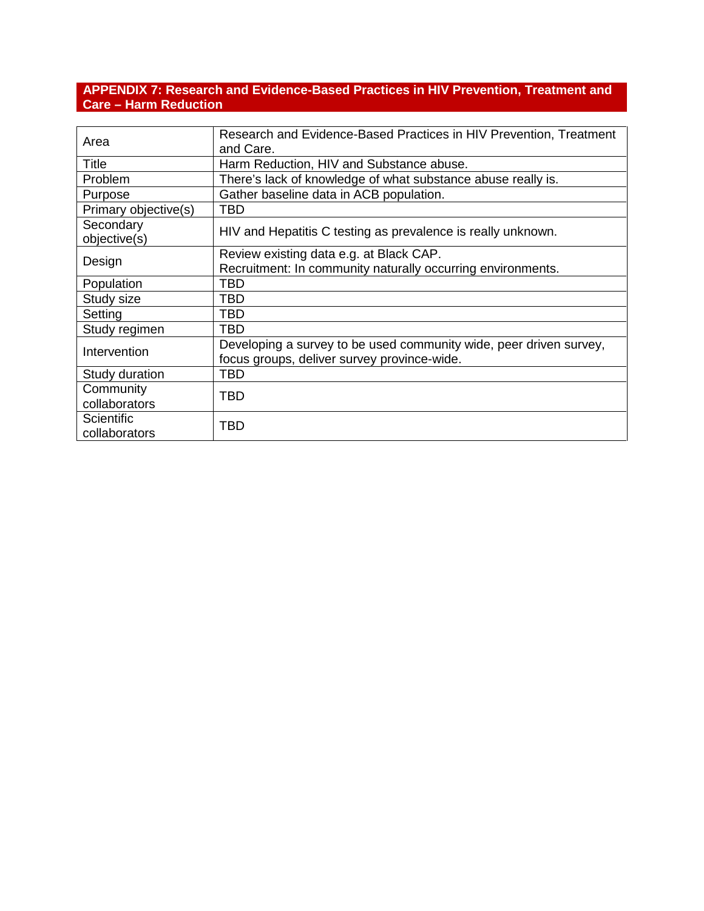## APPENDIX 7: Research and Evidence-Based Practices in HIV Prevention, Treatment and Care – Harm Reduction

| Area | Research and Evidence-Based Practices in HIV Prevention, Treatment and Care. |
|---|---|
| Title | Harm Reduction, HIV and Substance abuse. |
| Problem | There's lack of knowledge of what substance abuse really is. |
| Purpose | Gather baseline data in ACB population. |
| Primary objective(s) | TBD |
| Secondary objective(s) | HIV and Hepatitis C testing as prevalence is really unknown. |
| Design | Review existing data e.g. at Black CAP.<br>Recruitment: In community naturally occurring environments. |
| Population | TBD |
| Study size | TBD |
| Setting | TBD |
| Study regimen | TBD |
| Intervention | Developing a survey to be used community wide, peer driven survey, focus groups, deliver survey province-wide. |
| Study duration | TBD |
| Community collaborators | TBD |
| Scientific collaborators | TBD |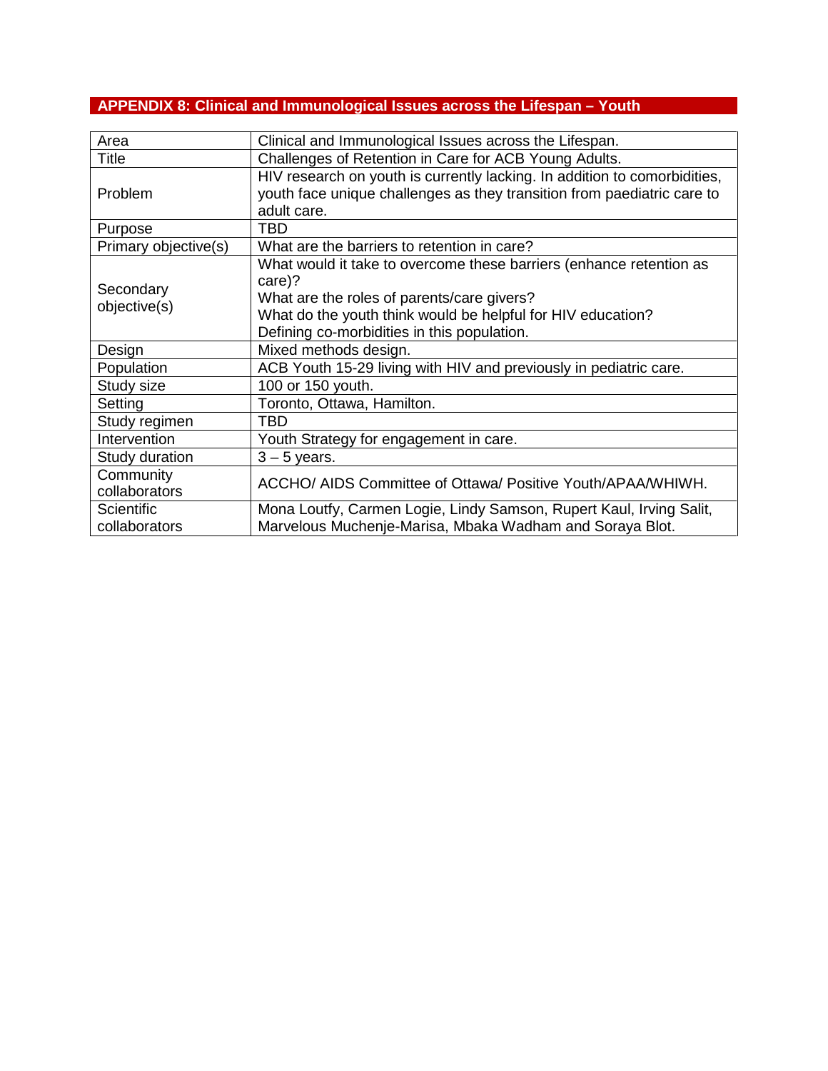## APPENDIX 8: Clinical and Immunological Issues across the Lifespan – Youth

| Area | Clinical and Immunological Issues across the Lifespan. |
|---|---|
| Title | Challenges of Retention in Care for ACB Young Adults. |
| Problem | HIV research on youth is currently lacking. In addition to comorbidities, youth face unique challenges as they transition from paediatric care to adult care. |
| Purpose | TBD |
| Primary objective(s) | What are the barriers to retention in care? |
| Secondary objective(s) | What would it take to overcome these barriers (enhance retention as care)?<br>What are the roles of parents/care givers?<br>What do the youth think would be helpful for HIV education?<br>Defining co-morbidities in this population. |
| Design | Mixed methods design. |
| Population | ACB Youth 15-29 living with HIV and previously in pediatric care. |
| Study size | 100 or 150 youth. |
| Setting | Toronto, Ottawa, Hamilton. |
| Study regimen | TBD |
| Intervention | Youth Strategy for engagement in care. |
| Study duration | 3 – 5 years. |
| Community collaborators | ACCHO/ AIDS Committee of Ottawa/ Positive Youth/APAA/WHIWH. |
| Scientific collaborators | Mona Loutfy, Carmen Logie, Lindy Samson, Rupert Kaul, Irving Salit, Marvelous Muchenje-Marisa, Mbaka Wadham and Soraya Blot. |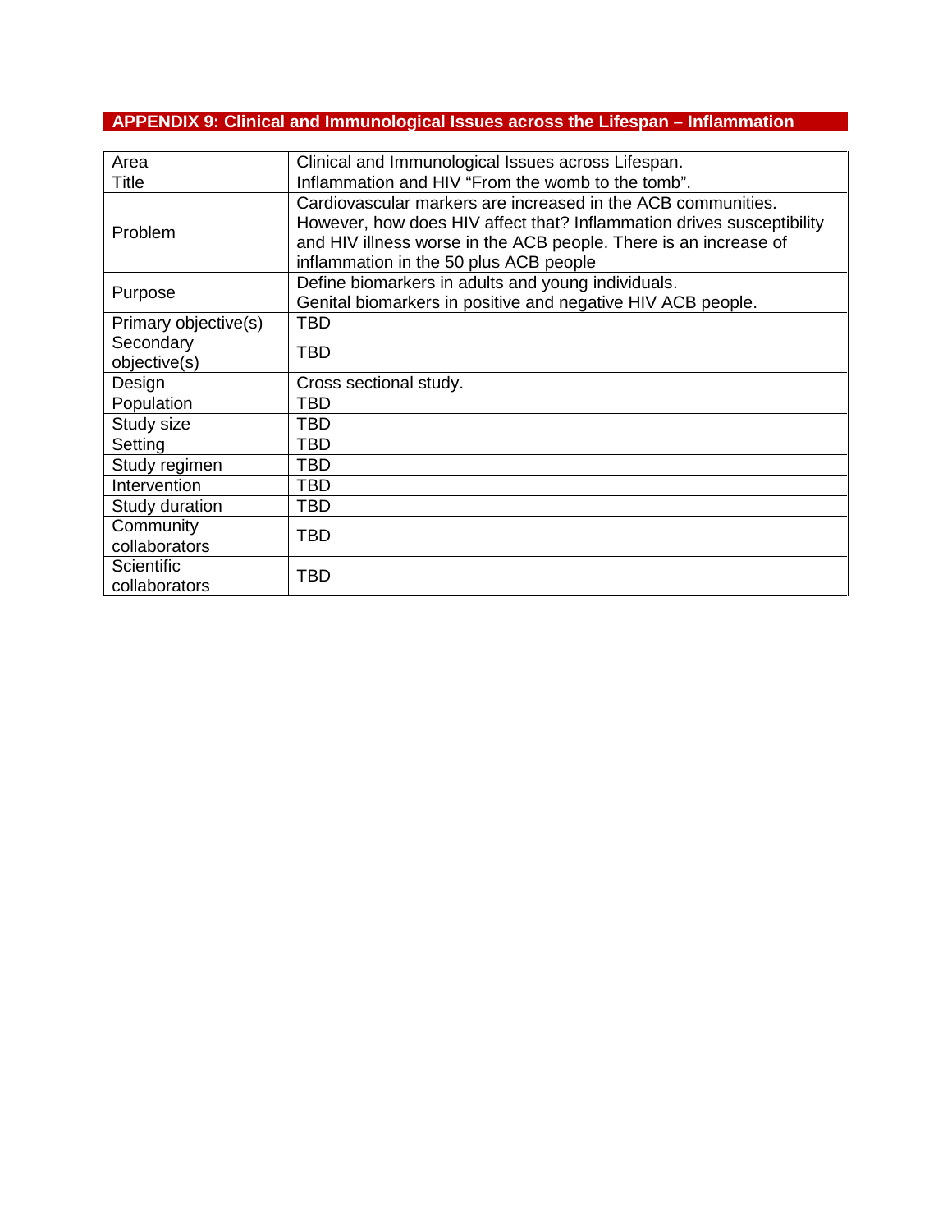## APPENDIX 9: Clinical and Immunological Issues across the Lifespan – Inflammation

| Area | Clinical and Immunological Issues across Lifespan. |
|---|---|
| Title | Inflammation and HIV “From the womb to the tomb”. |
| Problem | Cardiovascular markers are increased in the ACB communities. However, how does HIV affect that? Inflammation drives susceptibility and HIV illness worse in the ACB people. There is an increase of inflammation in the 50 plus ACB people |
| Purpose | Define biomarkers in adults and young individuals. Genital biomarkers in positive and negative HIV ACB people. |
| Primary objective(s) | TBD |
| Secondary objective(s) | TBD |
| Design | Cross sectional study. |
| Population | TBD |
| Study size | TBD |
| Setting | TBD |
| Study regimen | TBD |
| Intervention | TBD |
| Study duration | TBD |
| Community collaborators | TBD |
| Scientific collaborators | TBD |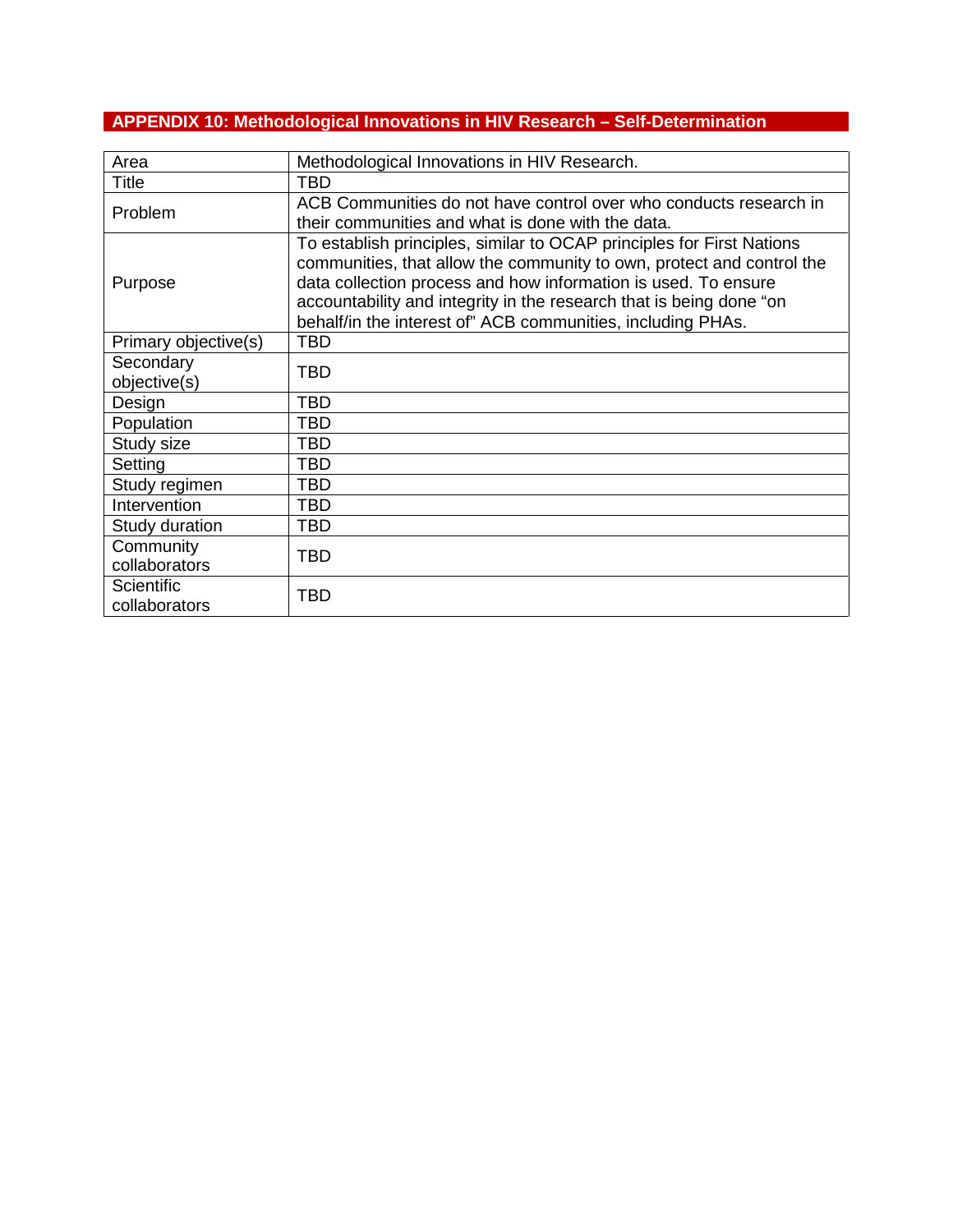## APPENDIX 10: Methodological Innovations in HIV Research – Self-Determination

| Area | Methodological Innovations in HIV Research. |
|---|---|
| Title | TBD |
| Problem | ACB Communities do not have control over who conducts research in their communities and what is done with the data. |
| Purpose | To establish principles, similar to OCAP principles for First Nations communities, that allow the community to own, protect and control the data collection process and how information is used. To ensure accountability and integrity in the research that is being done "on behalf/in the interest of" ACB communities, including PHAs. |
| Primary objective(s) | TBD |
| Secondary objective(s) | TBD |
| Design | TBD |
| Population | TBD |
| Study size | TBD |
| Setting | TBD |
| Study regimen | TBD |
| Intervention | TBD |
| Study duration | TBD |
| Community collaborators | TBD |
| Scientific collaborators | TBD |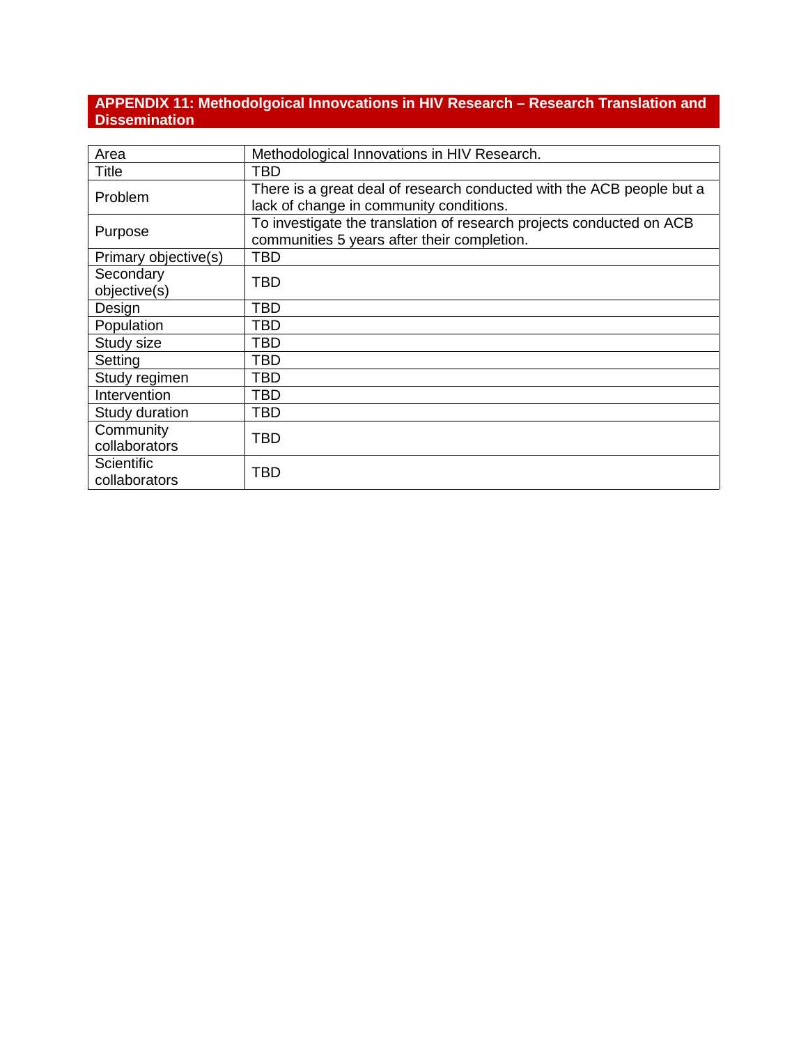## APPENDIX 11: Methodolgoical Innovcations in HIV Research – Research Translation and Dissemination

| Area | Methodological Innovations in HIV Research. |
|---|---|
| Title | TBD |
| Problem | There is a great deal of research conducted with the ACB people but a lack of change in community conditions. |
| Purpose | To investigate the translation of research projects conducted on ACB communities 5 years after their completion. |
| Primary objective(s) | TBD |
| Secondary objective(s) | TBD |
| Design | TBD |
| Population | TBD |
| Study size | TBD |
| Setting | TBD |
| Study regimen | TBD |
| Intervention | TBD |
| Study duration | TBD |
| Community collaborators | TBD |
| Scientific collaborators | TBD |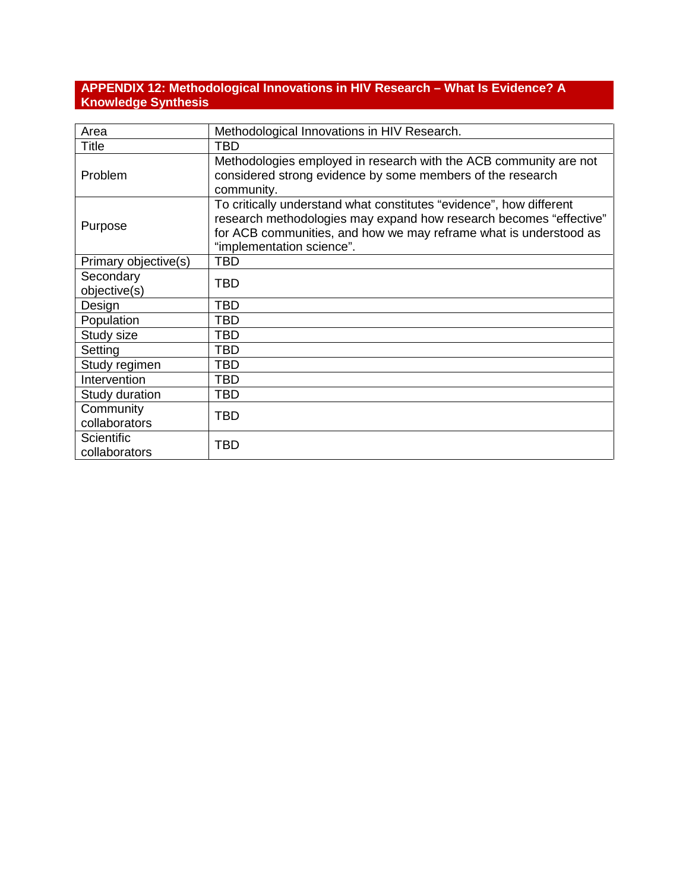## APPENDIX 12: Methodological Innovations in HIV Research – What Is Evidence? A Knowledge Synthesis

| | |
|---|---|
| Area | Methodological Innovations in HIV Research. |
| Title | TBD |
| Problem | Methodologies employed in research with the ACB community are not considered strong evidence by some members of the research community. |
| Purpose | To critically understand what constitutes "evidence", how different research methodologies may expand how research becomes "effective" for ACB communities, and how we may reframe what is understood as "implementation science". |
| Primary objective(s) | TBD |
| Secondary objective(s) | TBD |
| Design | TBD |
| Population | TBD |
| Study size | TBD |
| Setting | TBD |
| Study regimen | TBD |
| Intervention | TBD |
| Study duration | TBD |
| Community collaborators | TBD |
| Scientific collaborators | TBD |